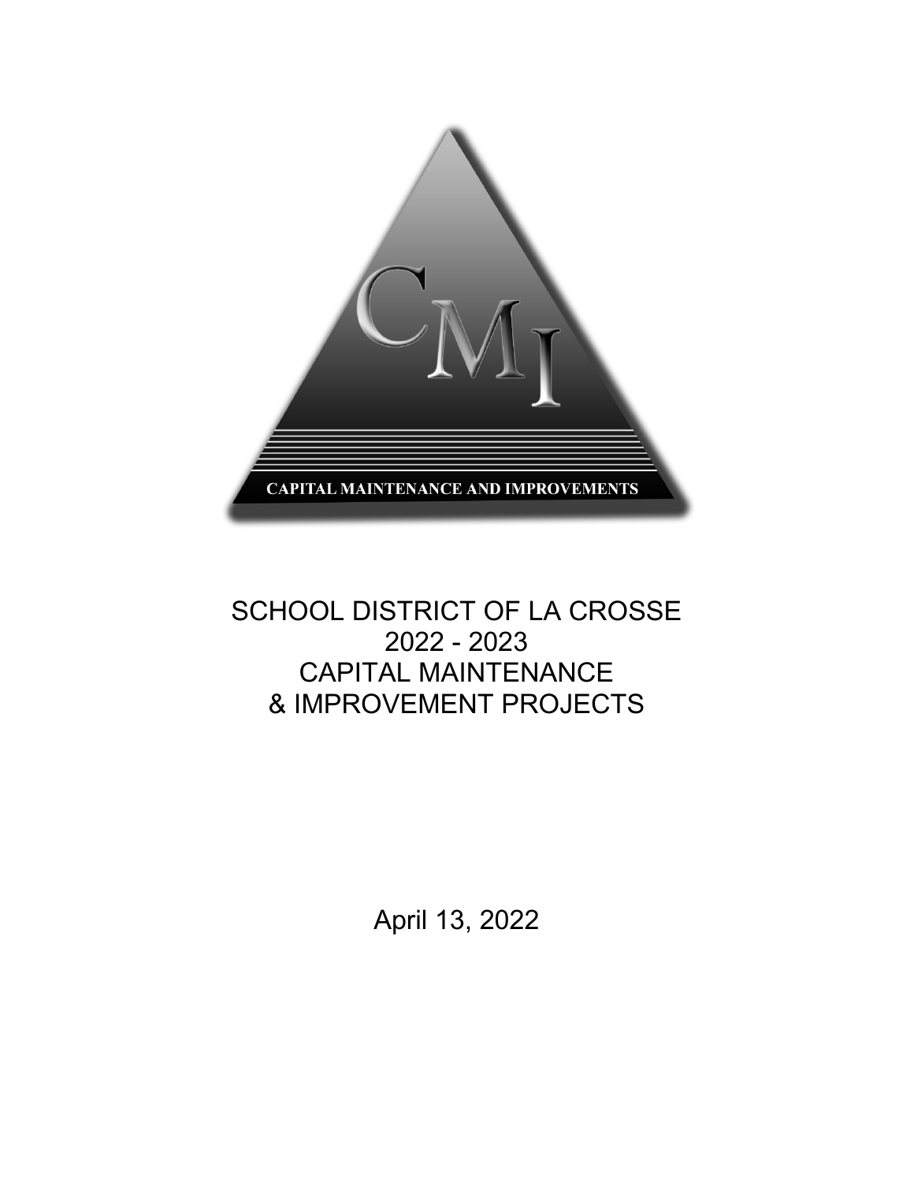CMI

CAPITAL MAINTENANCE AND IMPROVEMENTS

# SCHOOL DISTRICT OF LA CROSSE 2022 - 2023 CAPITAL MAINTENANCE & IMPROVEMENT PROJECTS

April 13, 2022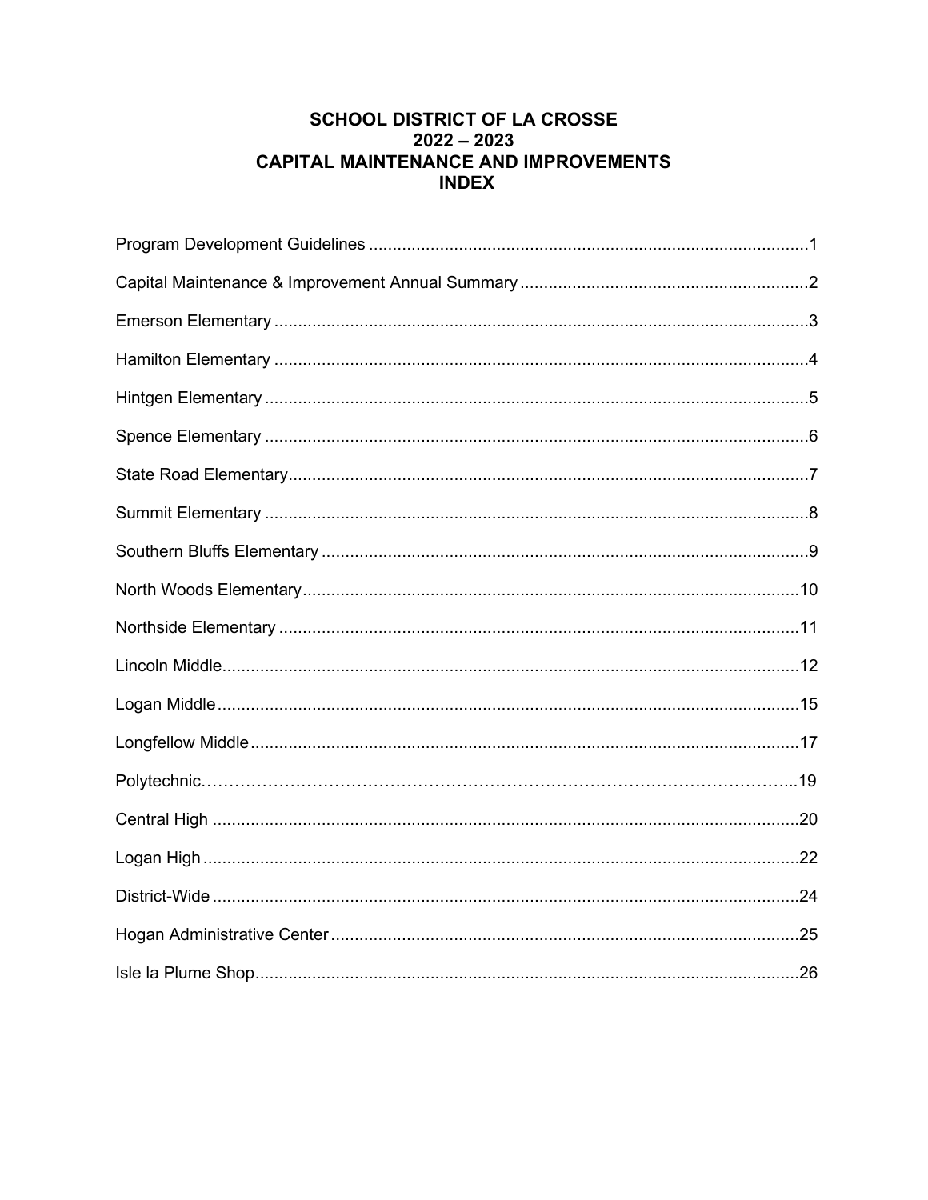# SCHOOL DISTRICT OF LA CROSSE
# 2022 – 2023
# CAPITAL MAINTENANCE AND IMPROVEMENTS
# INDEX

Program Development Guidelines ............................................................................................1

Capital Maintenance & Improvement Annual Summary .............................................................2

Emerson Elementary ................................................................................................................3

Hamilton Elementary ................................................................................................................4

Hintgen Elementary ..................................................................................................................5

Spence Elementary ..................................................................................................................6

State Road Elementary.............................................................................................................7

Summit Elementary ..................................................................................................................8

Southern Bluffs Elementary ......................................................................................................9

North Woods Elementary........................................................................................................10

Northside Elementary .............................................................................................................11

Lincoln Middle.........................................................................................................................12

Logan Middle..........................................................................................................................15

Longfellow Middle...................................................................................................................17

Polytechnic……………………………………………………………………………………………...19

Central High ...........................................................................................................................20

Logan High .............................................................................................................................22

District-Wide ...........................................................................................................................24

Hogan Administrative Center ..................................................................................................25

Isle la Plume Shop..................................................................................................................26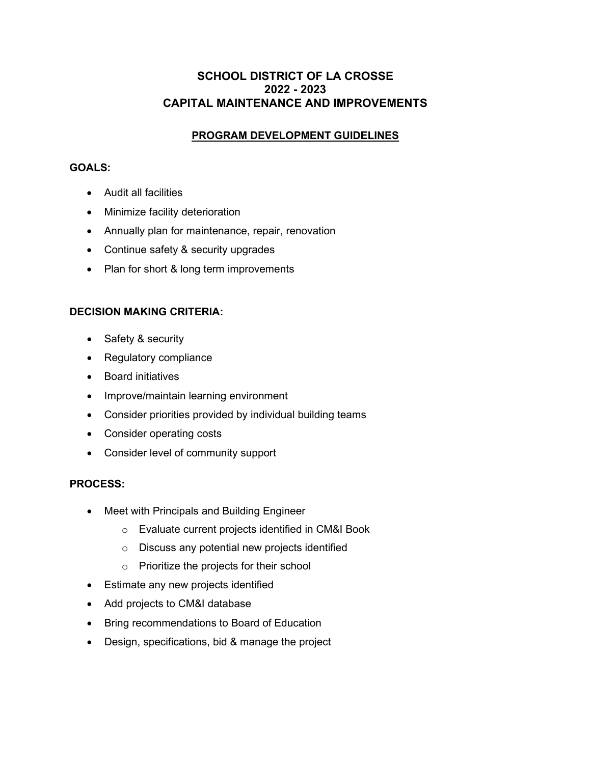# SCHOOL DISTRICT OF LA CROSSE
# 2022 - 2023
# CAPITAL MAINTENANCE AND IMPROVEMENTS

## PROGRAM DEVELOPMENT GUIDELINES

**GOALS:**

- Audit all facilities
- Minimize facility deterioration
- Annually plan for maintenance, repair, renovation
- Continue safety & security upgrades
- Plan for short & long term improvements

**DECISION MAKING CRITERIA:**

- Safety & security
- Regulatory compliance
- Board initiatives
- Improve/maintain learning environment
- Consider priorities provided by individual building teams
- Consider operating costs
- Consider level of community support

**PROCESS:**

- Meet with Principals and Building Engineer
  - Evaluate current projects identified in CM&I Book
  - Discuss any potential new projects identified
  - Prioritize the projects for their school
- Estimate any new projects identified
- Add projects to CM&I database
- Bring recommendations to Board of Education
- Design, specifications, bid & manage the project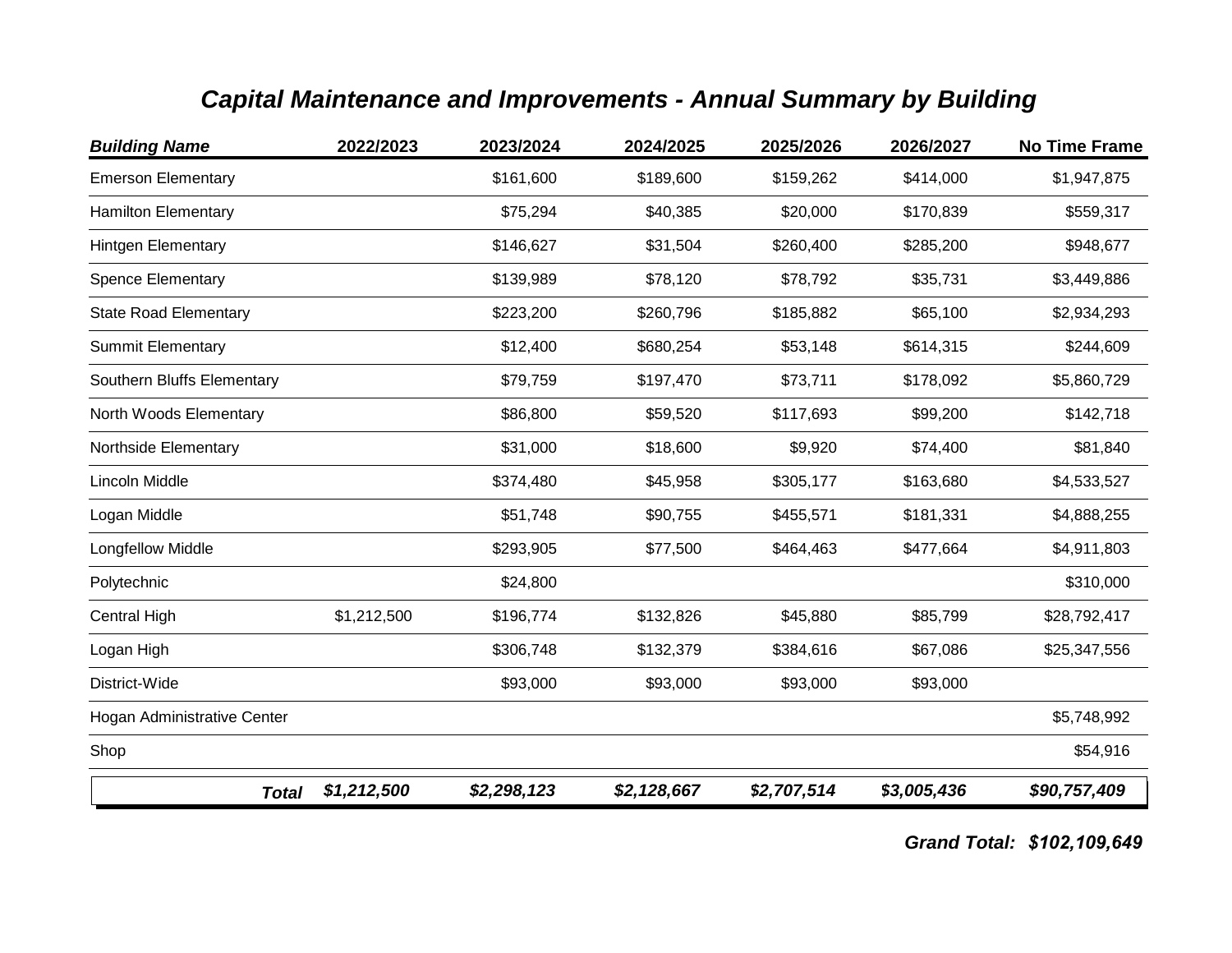# *Capital Maintenance and Improvements - Annual Summary by Building*

| ***Building Name*** | **2022/2023** | **2023/2024** | **2024/2025** | **2025/2026** | **2026/2027** | **No Time Frame** |
|---|---|---|---|---|---|---|
| Emerson Elementary | | $161,600 | $189,600 | $159,262 | $414,000 | $1,947,875 |
| Hamilton Elementary | | $75,294 | $40,385 | $20,000 | $170,839 | $559,317 |
| Hintgen Elementary | | $146,627 | $31,504 | $260,400 | $285,200 | $948,677 |
| Spence Elementary | | $139,989 | $78,120 | $78,792 | $35,731 | $3,449,886 |
| State Road Elementary | | $223,200 | $260,796 | $185,882 | $65,100 | $2,934,293 |
| Summit Elementary | | $12,400 | $680,254 | $53,148 | $614,315 | $244,609 |
| Southern Bluffs Elementary | | $79,759 | $197,470 | $73,711 | $178,092 | $5,860,729 |
| North Woods Elementary | | $86,800 | $59,520 | $117,693 | $99,200 | $142,718 |
| Northside Elementary | | $31,000 | $18,600 | $9,920 | $74,400 | $81,840 |
| Lincoln Middle | | $374,480 | $45,958 | $305,177 | $163,680 | $4,533,527 |
| Logan Middle | | $51,748 | $90,755 | $455,571 | $181,331 | $4,888,255 |
| Longfellow Middle | | $293,905 | $77,500 | $464,463 | $477,664 | $4,911,803 |
| Polytechnic | | $24,800 | | | | $310,000 |
| Central High | $1,212,500 | $196,774 | $132,826 | $45,880 | $85,799 | $28,792,417 |
| Logan High | | $306,748 | $132,379 | $384,616 | $67,086 | $25,347,556 |
| District-Wide | | $93,000 | $93,000 | $93,000 | $93,000 | |
| Hogan Administrative Center | | | | | | $5,748,992 |
| Shop | | | | | | $54,916 |
| ***Total*** | ***$1,212,500*** | ***$2,298,123*** | ***$2,128,667*** | ***$2,707,514*** | ***$3,005,436*** | ***$90,757,409*** |

***Grand Total: $102,109,649***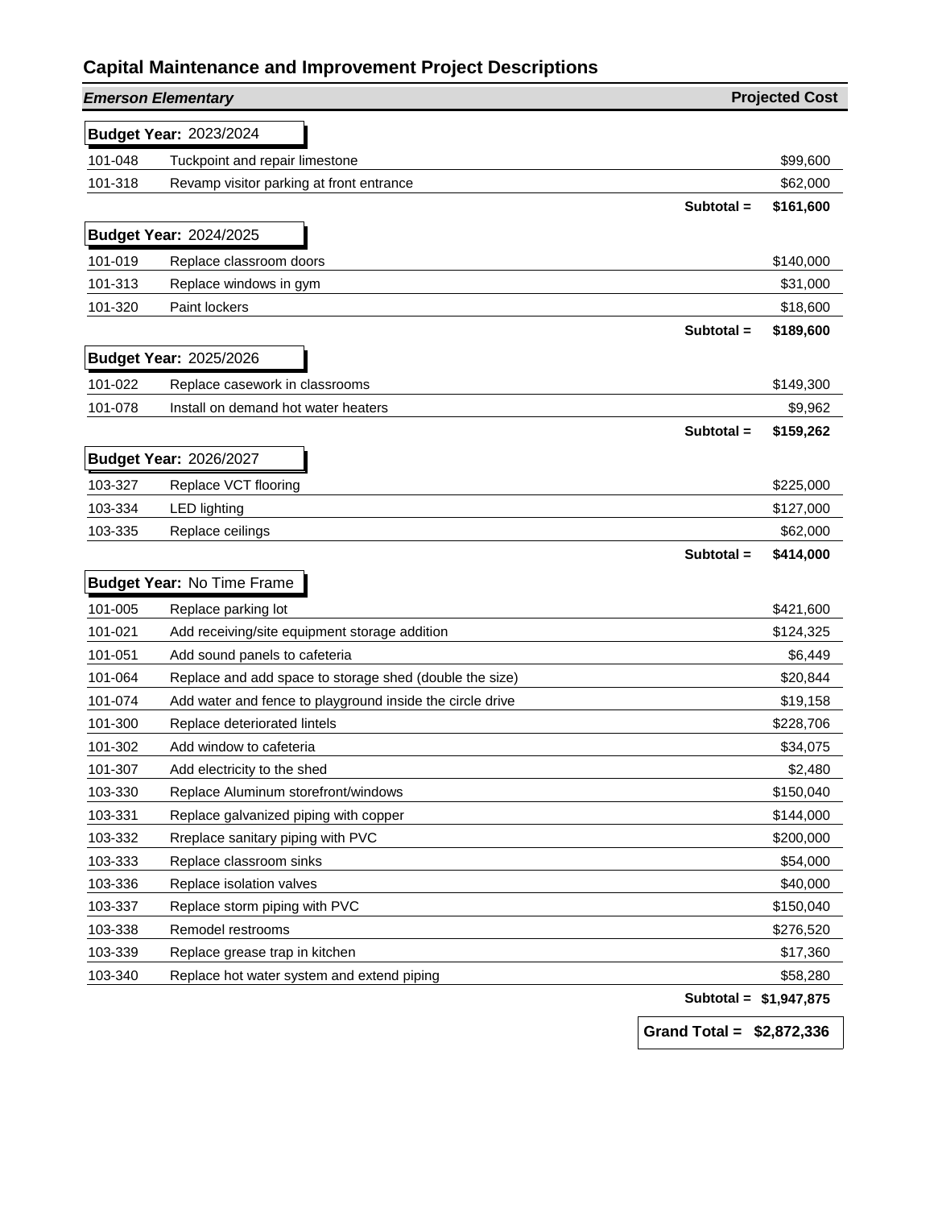# Capital Maintenance and Improvement Project Descriptions

| ***Emerson Elementary*** | | **Projected Cost** |
|---|---|---|
| **Budget Year:** 2023/2024 | | |
| 101-048 | Tuckpoint and repair limestone | $99,600 |
| 101-318 | Revamp visitor parking at front entrance | $62,000 |
| | **Subtotal =** | **$161,600** |
| **Budget Year:** 2024/2025 | | |
| 101-019 | Replace classroom doors | $140,000 |
| 101-313 | Replace windows in gym | $31,000 |
| 101-320 | Paint lockers | $18,600 |
| | **Subtotal =** | **$189,600** |
| **Budget Year:** 2025/2026 | | |
| 101-022 | Replace casework in classrooms | $149,300 |
| 101-078 | Install on demand hot water heaters | $9,962 |
| | **Subtotal =** | **$159,262** |
| **Budget Year:** 2026/2027 | | |
| 103-327 | Replace VCT flooring | $225,000 |
| 103-334 | LED lighting | $127,000 |
| 103-335 | Replace ceilings | $62,000 |
| | **Subtotal =** | **$414,000** |
| **Budget Year:** No Time Frame | | |
| 101-005 | Replace parking lot | $421,600 |
| 101-021 | Add receiving/site equipment storage addition | $124,325 |
| 101-051 | Add sound panels to cafeteria | $6,449 |
| 101-064 | Replace and add space to storage shed (double the size) | $20,844 |
| 101-074 | Add water and fence to playground inside the circle drive | $19,158 |
| 101-300 | Replace deteriorated lintels | $228,706 |
| 101-302 | Add window to cafeteria | $34,075 |
| 101-307 | Add electricity to the shed | $2,480 |
| 103-330 | Replace Aluminum storefront/windows | $150,040 |
| 103-331 | Replace galvanized piping with copper | $144,000 |
| 103-332 | Rreplace sanitary piping with PVC | $200,000 |
| 103-333 | Replace classroom sinks | $54,000 |
| 103-336 | Replace isolation valves | $40,000 |
| 103-337 | Replace storm piping with PVC | $150,040 |
| 103-338 | Remodel restrooms | $276,520 |
| 103-339 | Replace grease trap in kitchen | $17,360 |
| 103-340 | Replace hot water system and extend piping | $58,280 |
| | **Subtotal =** | **$1,947,875** |
| | **Grand Total =** | **$2,872,336** |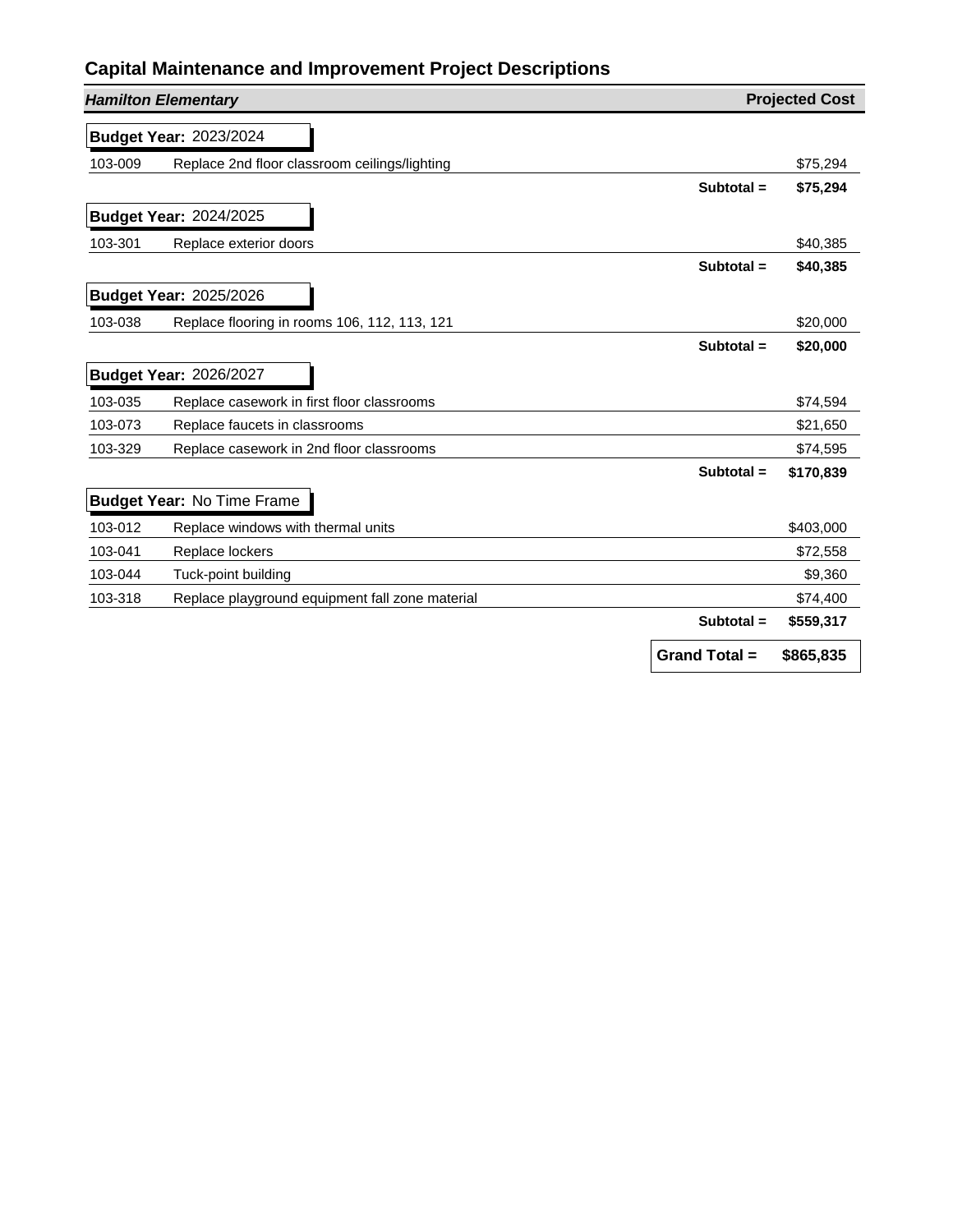# Capital Maintenance and Improvement Project Descriptions

| *Hamilton Elementary* | | Projected Cost |
|---|---|---|
| **Budget Year:** 2023/2024 | | |
| 103-009 | Replace 2nd floor classroom ceilings/lighting | $75,294 |
| | **Subtotal =** | **$75,294** |
| **Budget Year:** 2024/2025 | | |
| 103-301 | Replace exterior doors | $40,385 |
| | **Subtotal =** | **$40,385** |
| **Budget Year:** 2025/2026 | | |
| 103-038 | Replace flooring in rooms 106, 112, 113, 121 | $20,000 |
| | **Subtotal =** | **$20,000** |
| **Budget Year:** 2026/2027 | | |
| 103-035 | Replace casework in first floor classrooms | $74,594 |
| 103-073 | Replace faucets in classrooms | $21,650 |
| 103-329 | Replace casework in 2nd floor classrooms | $74,595 |
| | **Subtotal =** | **$170,839** |
| **Budget Year:** No Time Frame | | |
| 103-012 | Replace windows with thermal units | $403,000 |
| 103-041 | Replace lockers | $72,558 |
| 103-044 | Tuck-point building | $9,360 |
| 103-318 | Replace playground equipment fall zone material | $74,400 |
| | **Subtotal =** | **$559,317** |
| | **Grand Total =** | **$865,835** |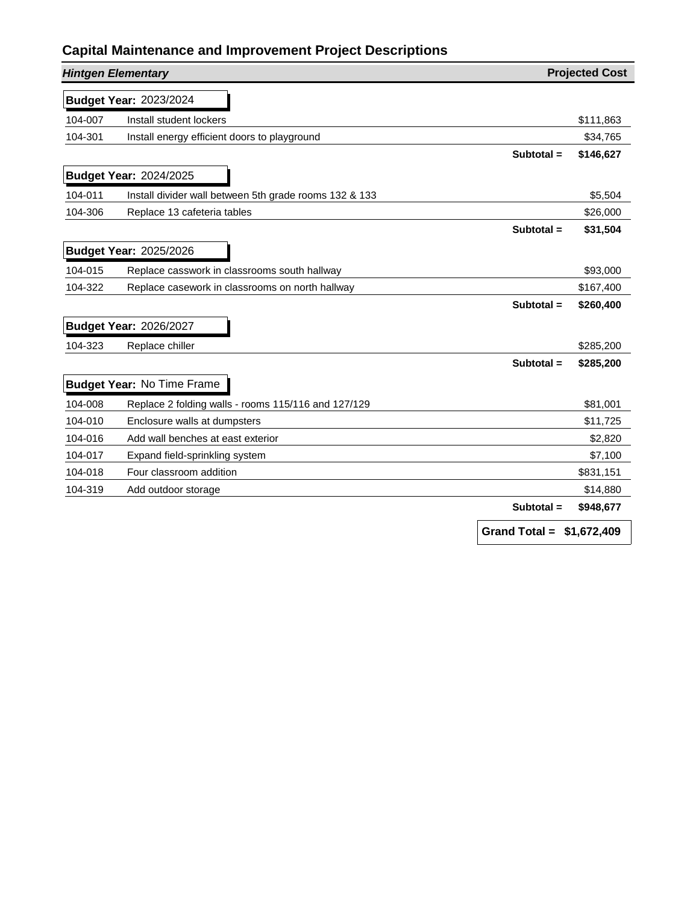## Capital Maintenance and Improvement Project Descriptions

| ***Hintgen Elementary*** | | **Projected Cost** |
|---|---|---|
| **Budget Year:** 2023/2024 | | |
| 104-007 | Install student lockers | $111,863 |
| 104-301 | Install energy efficient doors to playground | $34,765 |
| | **Subtotal =** | **$146,627** |
| **Budget Year:** 2024/2025 | | |
| 104-011 | Install divider wall between 5th grade rooms 132 & 133 | $5,504 |
| 104-306 | Replace 13 cafeteria tables | $26,000 |
| | **Subtotal =** | **$31,504** |
| **Budget Year:** 2025/2026 | | |
| 104-015 | Replace casswork in classrooms south hallway | $93,000 |
| 104-322 | Replace casework in classrooms on north hallway | $167,400 |
| | **Subtotal =** | **$260,400** |
| **Budget Year:** 2026/2027 | | |
| 104-323 | Replace chiller | $285,200 |
| | **Subtotal =** | **$285,200** |
| **Budget Year:** No Time Frame | | |
| 104-008 | Replace 2 folding walls - rooms 115/116 and 127/129 | $81,001 |
| 104-010 | Enclosure walls at dumpsters | $11,725 |
| 104-016 | Add wall benches at east exterior | $2,820 |
| 104-017 | Expand field-sprinkling system | $7,100 |
| 104-018 | Four classroom addition | $831,151 |
| 104-319 | Add outdoor storage | $14,880 |
| | **Subtotal =** | **$948,677** |
| | **Grand Total =** | **$1,672,409** |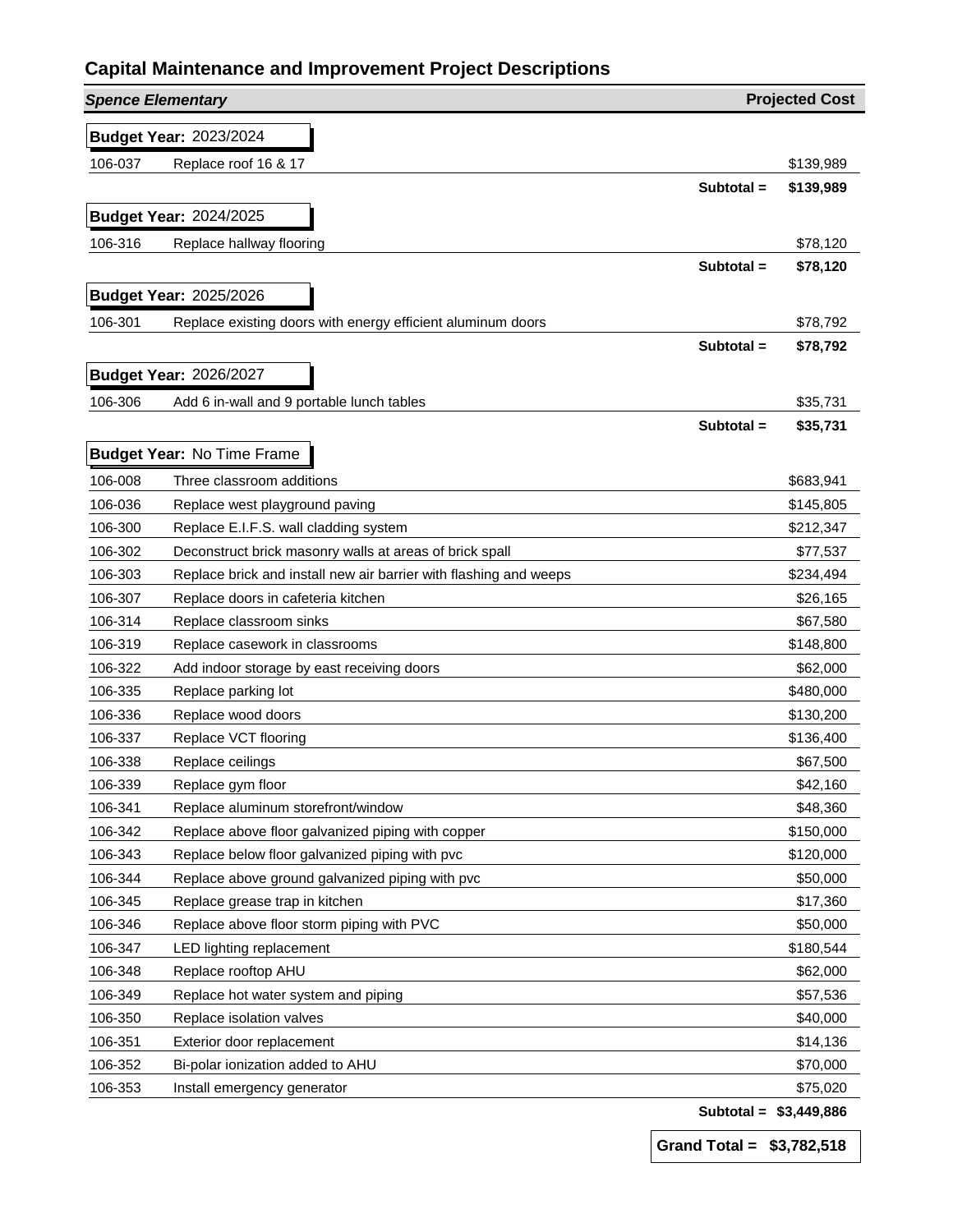# Capital Maintenance and Improvement Project Descriptions

| *Spence Elementary* | | Projected Cost |
|---|---|---|
| **Budget Year:** 2023/2024 | | |
| 106-037 | Replace roof 16 & 17 | $139,989 |
| | **Subtotal =** | **$139,989** |
| **Budget Year:** 2024/2025 | | |
| 106-316 | Replace hallway flooring | $78,120 |
| | **Subtotal =** | **$78,120** |
| **Budget Year:** 2025/2026 | | |
| 106-301 | Replace existing doors with energy efficient aluminum doors | $78,792 |
| | **Subtotal =** | **$78,792** |
| **Budget Year:** 2026/2027 | | |
| 106-306 | Add 6 in-wall and 9 portable lunch tables | $35,731 |
| | **Subtotal =** | **$35,731** |
| **Budget Year:** No Time Frame | | |
| 106-008 | Three classroom additions | $683,941 |
| 106-036 | Replace west playground paving | $145,805 |
| 106-300 | Replace E.I.F.S. wall cladding system | $212,347 |
| 106-302 | Deconstruct brick masonry walls at areas of brick spall | $77,537 |
| 106-303 | Replace brick and install new air barrier with flashing and weeps | $234,494 |
| 106-307 | Replace doors in cafeteria kitchen | $26,165 |
| 106-314 | Replace classroom sinks | $67,580 |
| 106-319 | Replace casework in classrooms | $148,800 |
| 106-322 | Add indoor storage by east receiving doors | $62,000 |
| 106-335 | Replace parking lot | $480,000 |
| 106-336 | Replace wood doors | $130,200 |
| 106-337 | Replace VCT flooring | $136,400 |
| 106-338 | Replace ceilings | $67,500 |
| 106-339 | Replace gym floor | $42,160 |
| 106-341 | Replace aluminum storefront/window | $48,360 |
| 106-342 | Replace above floor galvanized piping with copper | $150,000 |
| 106-343 | Replace below floor galvanized piping with pvc | $120,000 |
| 106-344 | Replace above ground galvanized piping with pvc | $50,000 |
| 106-345 | Replace grease trap in kitchen | $17,360 |
| 106-346 | Replace above floor storm piping with PVC | $50,000 |
| 106-347 | LED lighting replacement | $180,544 |
| 106-348 | Replace rooftop AHU | $62,000 |
| 106-349 | Replace hot water system and piping | $57,536 |
| 106-350 | Replace isolation valves | $40,000 |
| 106-351 | Exterior door replacement | $14,136 |
| 106-352 | Bi-polar ionization added to AHU | $70,000 |
| 106-353 | Install emergency generator | $75,020 |
| | **Subtotal =** | **$3,449,886** |
| | **Grand Total =** | **$3,782,518** |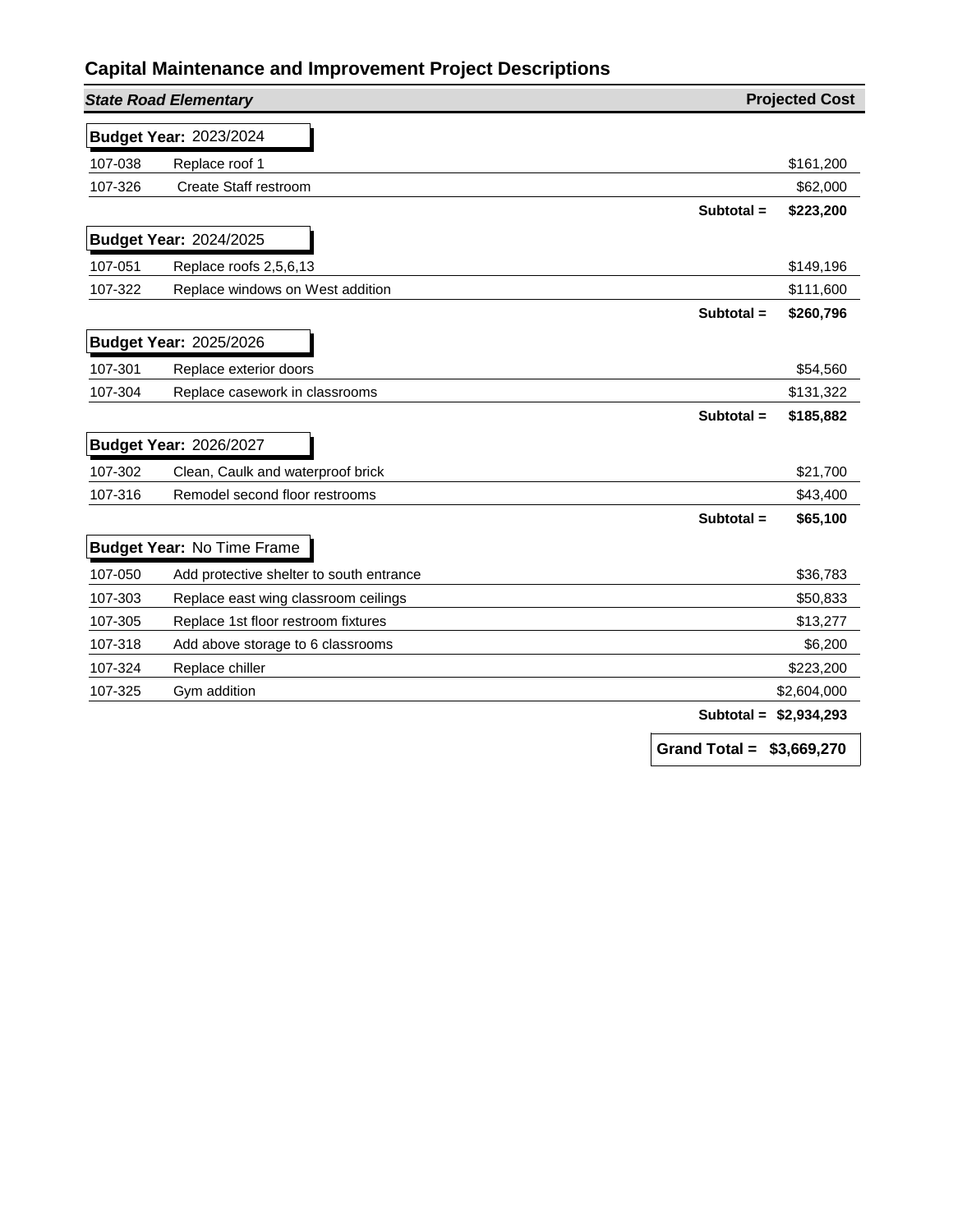## Capital Maintenance and Improvement Project Descriptions

| ***State Road Elementary*** | | **Projected Cost** |
|---|---|---|
| **Budget Year:** 2023/2024 | | |
| 107-038 | Replace roof 1 | $161,200 |
| 107-326 | Create Staff restroom | $62,000 |
| | **Subtotal =** | **$223,200** |
| **Budget Year:** 2024/2025 | | |
| 107-051 | Replace roofs 2,5,6,13 | $149,196 |
| 107-322 | Replace windows on West addition | $111,600 |
| | **Subtotal =** | **$260,796** |
| **Budget Year:** 2025/2026 | | |
| 107-301 | Replace exterior doors | $54,560 |
| 107-304 | Replace casework in classrooms | $131,322 |
| | **Subtotal =** | **$185,882** |
| **Budget Year:** 2026/2027 | | |
| 107-302 | Clean, Caulk and waterproof brick | $21,700 |
| 107-316 | Remodel second floor restrooms | $43,400 |
| | **Subtotal =** | **$65,100** |
| **Budget Year:** No Time Frame | | |
| 107-050 | Add protective shelter to south entrance | $36,783 |
| 107-303 | Replace east wing classroom ceilings | $50,833 |
| 107-305 | Replace 1st floor restroom fixtures | $13,277 |
| 107-318 | Add above storage to 6 classrooms | $6,200 |
| 107-324 | Replace chiller | $223,200 |
| 107-325 | Gym addition | $2,604,000 |
| | **Subtotal =** | **$2,934,293** |
| | **Grand Total =** | **$3,669,270** |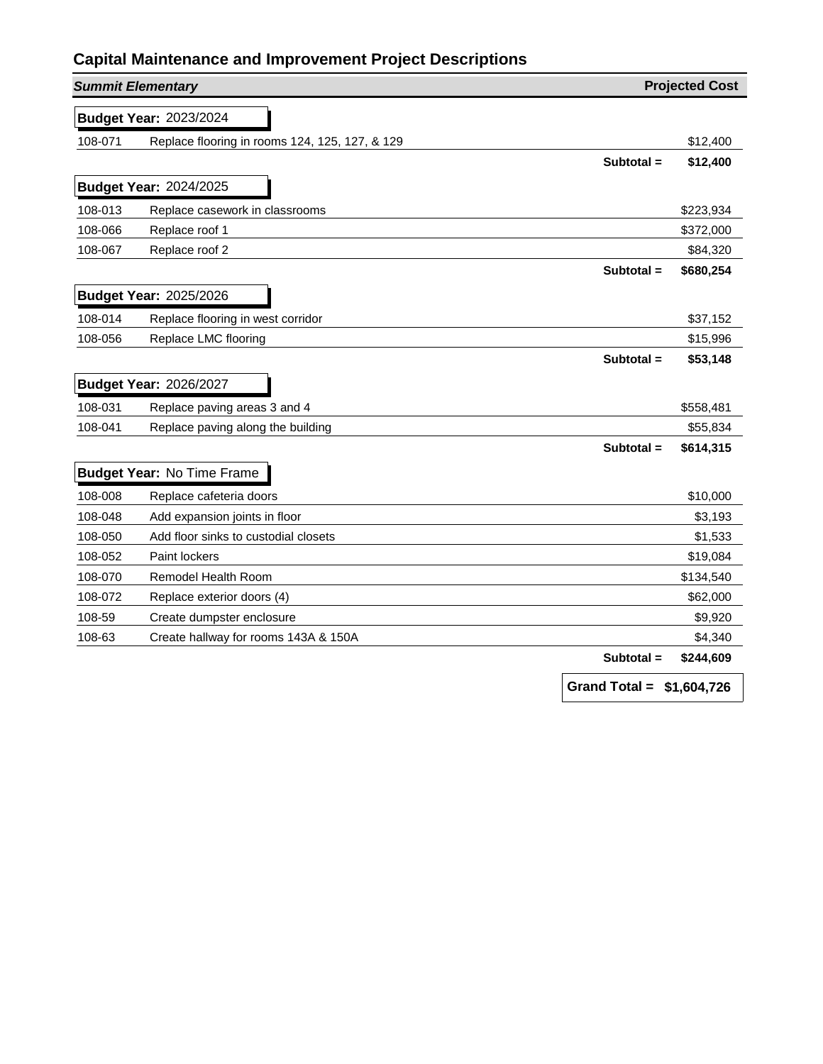## Capital Maintenance and Improvement Project Descriptions

| *Summit Elementary* | | Projected Cost |
|---|---|---|
| **Budget Year:** 2023/2024 | | |
| 108-071 | Replace flooring in rooms 124, 125, 127, & 129 | $12,400 |
| | **Subtotal =** | **$12,400** |
| **Budget Year:** 2024/2025 | | |
| 108-013 | Replace casework in classrooms | $223,934 |
| 108-066 | Replace roof 1 | $372,000 |
| 108-067 | Replace roof 2 | $84,320 |
| | **Subtotal =** | **$680,254** |
| **Budget Year:** 2025/2026 | | |
| 108-014 | Replace flooring in west corridor | $37,152 |
| 108-056 | Replace LMC flooring | $15,996 |
| | **Subtotal =** | **$53,148** |
| **Budget Year:** 2026/2027 | | |
| 108-031 | Replace paving areas 3 and 4 | $558,481 |
| 108-041 | Replace paving along the building | $55,834 |
| | **Subtotal =** | **$614,315** |
| **Budget Year:** No Time Frame | | |
| 108-008 | Replace cafeteria doors | $10,000 |
| 108-048 | Add expansion joints in floor | $3,193 |
| 108-050 | Add floor sinks to custodial closets | $1,533 |
| 108-052 | Paint lockers | $19,084 |
| 108-070 | Remodel Health Room | $134,540 |
| 108-072 | Replace exterior doors (4) | $62,000 |
| 108-59 | Create dumpster enclosure | $9,920 |
| 108-63 | Create hallway for rooms 143A & 150A | $4,340 |
| | **Subtotal =** | **$244,609** |
| | **Grand Total =** | **$1,604,726** |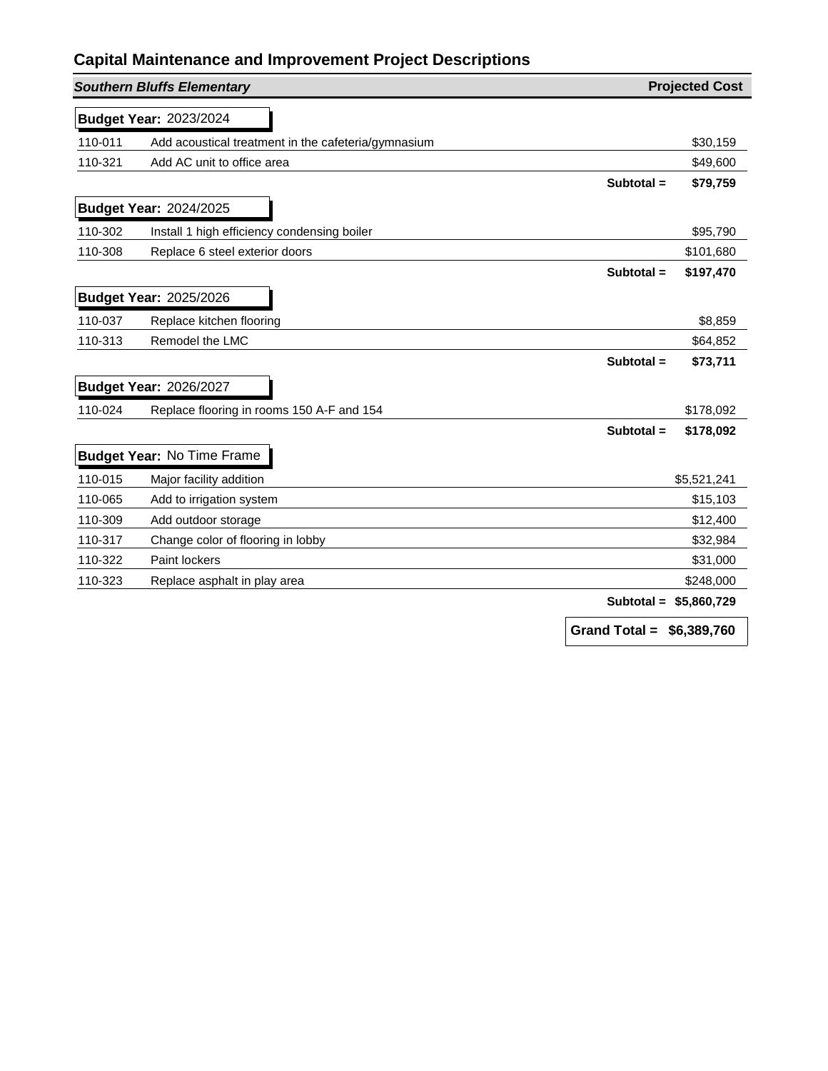# Capital Maintenance and Improvement Project Descriptions

| ***Southern Bluffs Elementary*** | | **Projected Cost** |
|---|---|---|
| **Budget Year:** 2023/2024 | | |
| 110-011 | Add acoustical treatment in the cafeteria/gymnasium | $30,159 |
| 110-321 | Add AC unit to office area | $49,600 |
| | **Subtotal =** | **$79,759** |
| **Budget Year:** 2024/2025 | | |
| 110-302 | Install 1 high efficiency condensing boiler | $95,790 |
| 110-308 | Replace 6 steel exterior doors | $101,680 |
| | **Subtotal =** | **$197,470** |
| **Budget Year:** 2025/2026 | | |
| 110-037 | Replace kitchen flooring | $8,859 |
| 110-313 | Remodel the LMC | $64,852 |
| | **Subtotal =** | **$73,711** |
| **Budget Year:** 2026/2027 | | |
| 110-024 | Replace flooring in rooms 150 A-F and 154 | $178,092 |
| | **Subtotal =** | **$178,092** |
| **Budget Year:** No Time Frame | | |
| 110-015 | Major facility addition | $5,521,241 |
| 110-065 | Add to irrigation system | $15,103 |
| 110-309 | Add outdoor storage | $12,400 |
| 110-317 | Change color of flooring in lobby | $32,984 |
| 110-322 | Paint lockers | $31,000 |
| 110-323 | Replace asphalt in play area | $248,000 |
| | **Subtotal =** | **$5,860,729** |
| | **Grand Total =** | **$6,389,760** |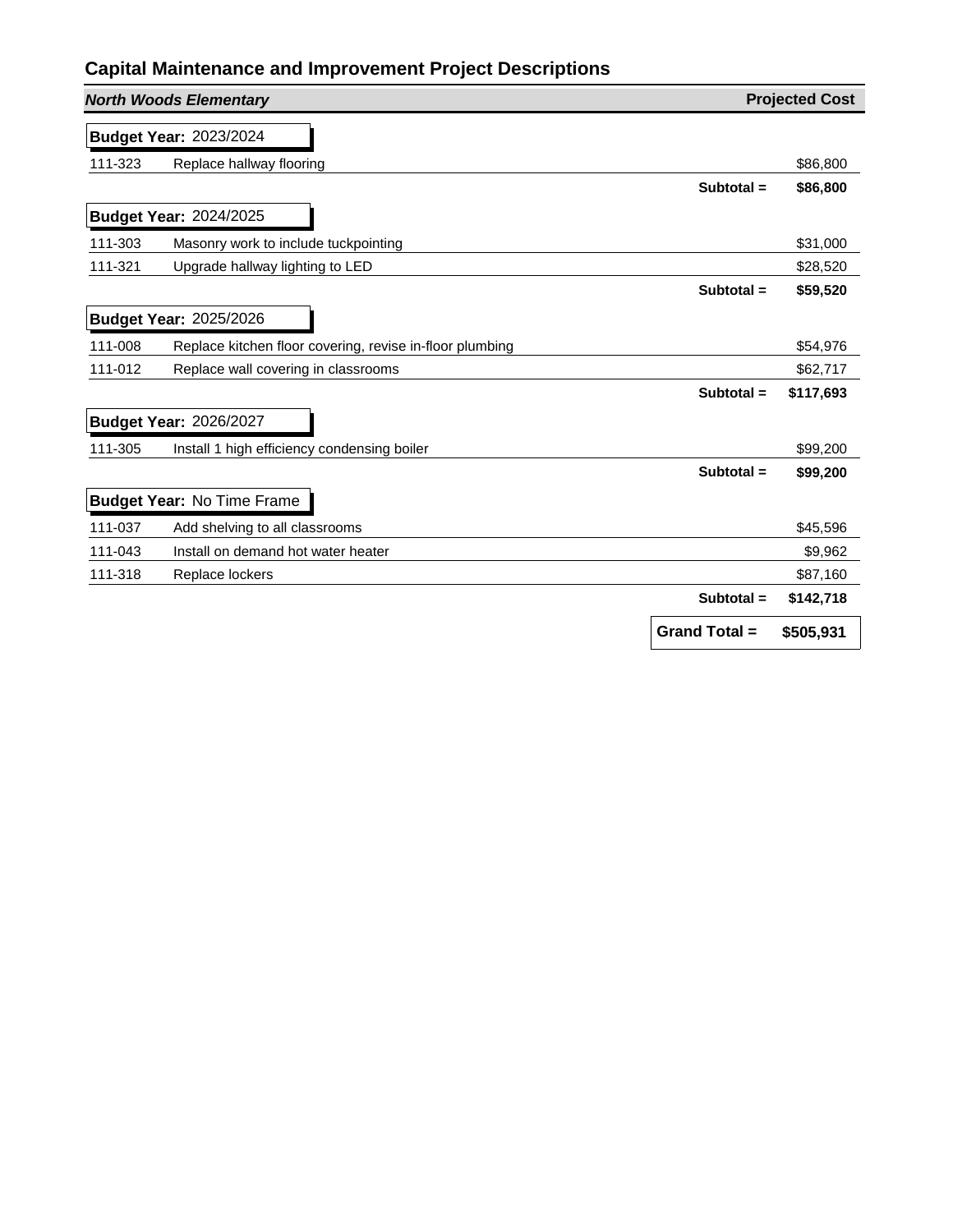## Capital Maintenance and Improvement Project Descriptions

| ***North Woods Elementary*** | | **Projected Cost** |
|---|---|---|
| **Budget Year:** 2023/2024 | | |
| 111-323 | Replace hallway flooring | $86,800 |
| | **Subtotal =** | **$86,800** |
| **Budget Year:** 2024/2025 | | |
| 111-303 | Masonry work to include tuckpointing | $31,000 |
| 111-321 | Upgrade hallway lighting to LED | $28,520 |
| | **Subtotal =** | **$59,520** |
| **Budget Year:** 2025/2026 | | |
| 111-008 | Replace kitchen floor covering, revise in-floor plumbing | $54,976 |
| 111-012 | Replace wall covering in classrooms | $62,717 |
| | **Subtotal =** | **$117,693** |
| **Budget Year:** 2026/2027 | | |
| 111-305 | Install 1 high efficiency condensing boiler | $99,200 |
| | **Subtotal =** | **$99,200** |
| **Budget Year:** No Time Frame | | |
| 111-037 | Add shelving to all classrooms | $45,596 |
| 111-043 | Install on demand hot water heater | $9,962 |
| 111-318 | Replace lockers | $87,160 |
| | **Subtotal =** | **$142,718** |
| | **Grand Total =** | **$505,931** |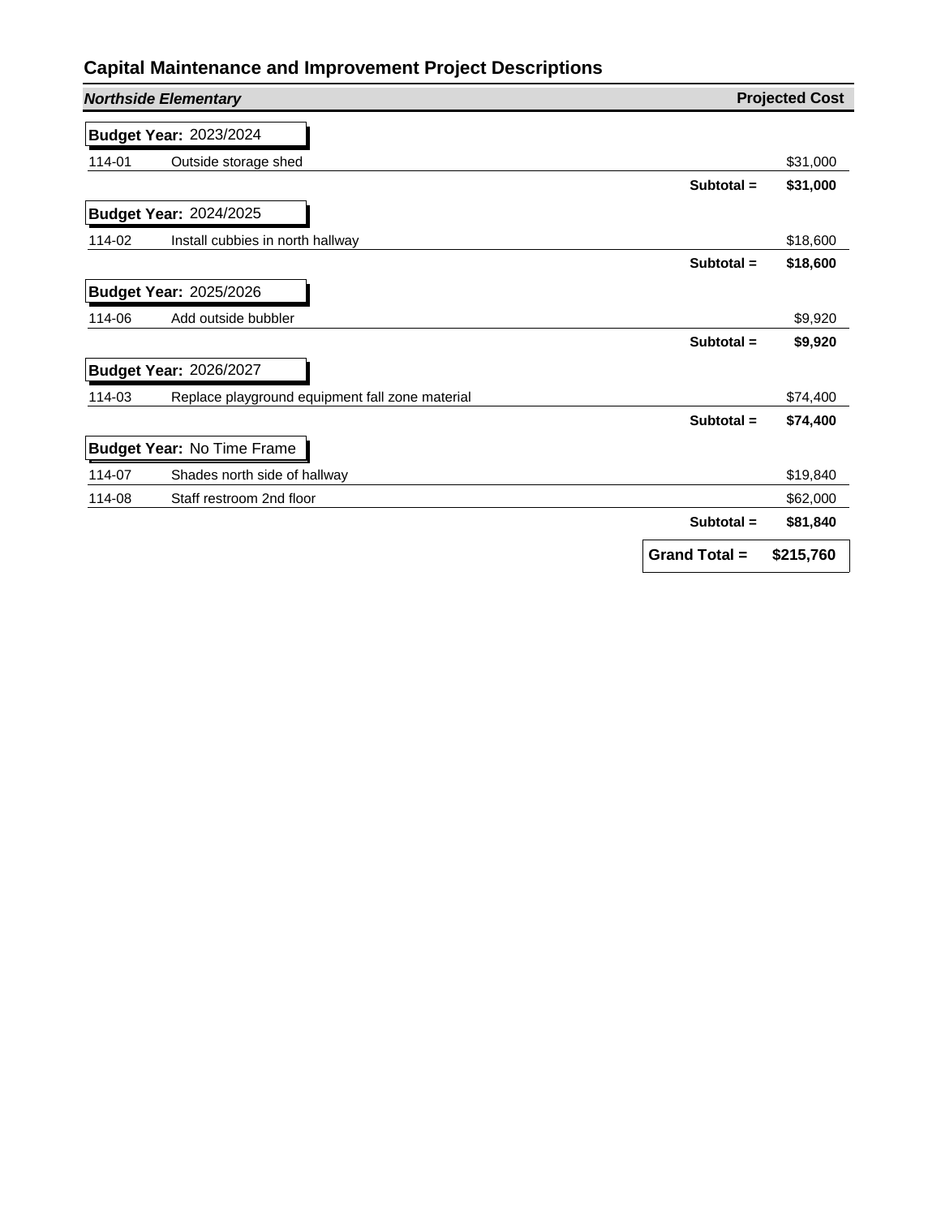# Capital Maintenance and Improvement Project Descriptions

| ***Northside Elementary*** | | **Projected Cost** |
|---|---|---|
| **Budget Year:** 2023/2024 | | |
| 114-01 | Outside storage shed | $31,000 |
| | **Subtotal =** | **$31,000** |
| **Budget Year:** 2024/2025 | | |
| 114-02 | Install cubbies in north hallway | $18,600 |
| | **Subtotal =** | **$18,600** |
| **Budget Year:** 2025/2026 | | |
| 114-06 | Add outside bubbler | $9,920 |
| | **Subtotal =** | **$9,920** |
| **Budget Year:** 2026/2027 | | |
| 114-03 | Replace playground equipment fall zone material | $74,400 |
| | **Subtotal =** | **$74,400** |
| **Budget Year:** No Time Frame | | |
| 114-07 | Shades north side of hallway | $19,840 |
| 114-08 | Staff restroom 2nd floor | $62,000 |
| | **Subtotal =** | **$81,840** |
| | **Grand Total =** | **$215,760** |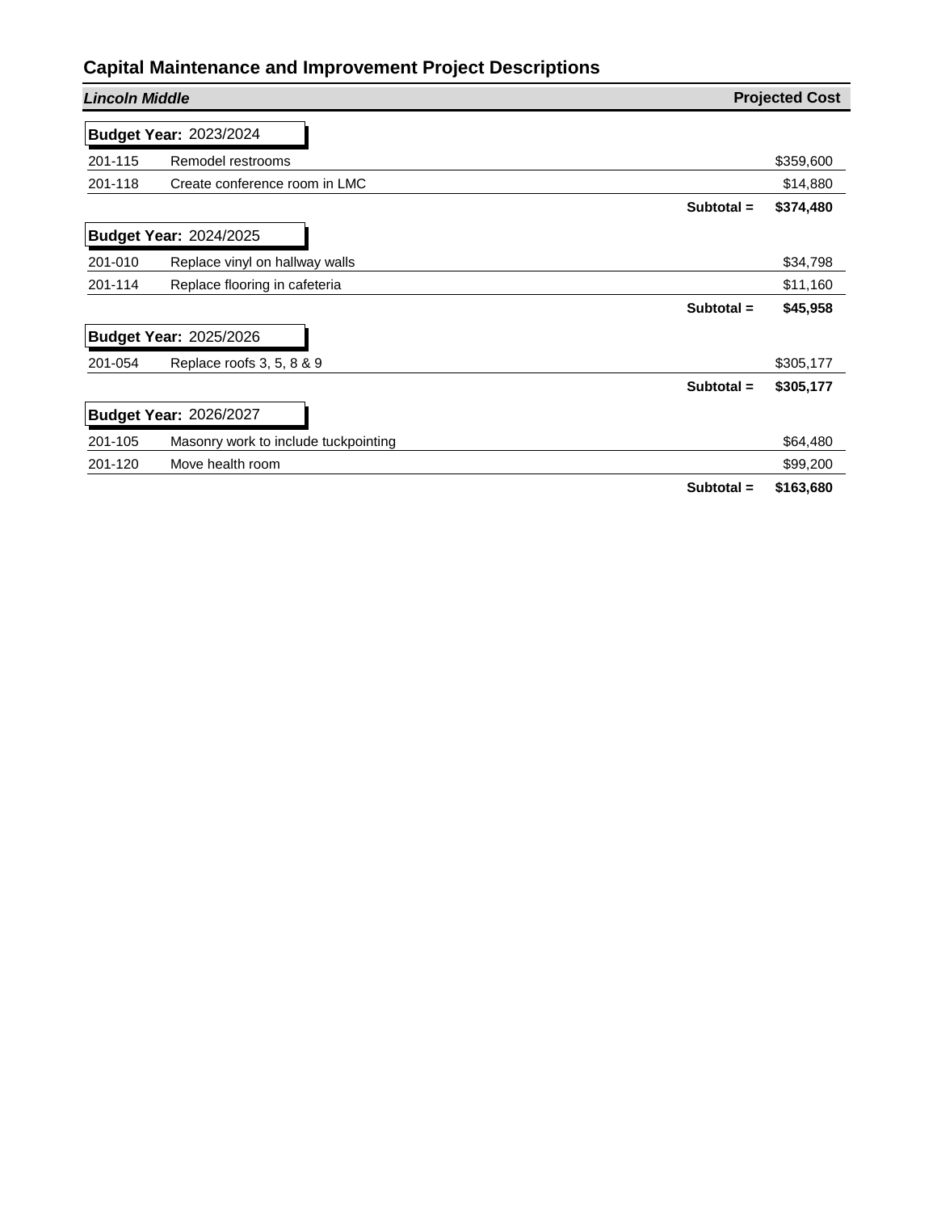## Capital Maintenance and Improvement Project Descriptions

| *Lincoln Middle* | | Projected Cost |
|---|---|---|
| **Budget Year:** 2023/2024 | | |
| 201-115 | Remodel restrooms | $359,600 |
| 201-118 | Create conference room in LMC | $14,880 |
| | **Subtotal =** | **$374,480** |
| **Budget Year:** 2024/2025 | | |
| 201-010 | Replace vinyl on hallway walls | $34,798 |
| 201-114 | Replace flooring in cafeteria | $11,160 |
| | **Subtotal =** | **$45,958** |
| **Budget Year:** 2025/2026 | | |
| 201-054 | Replace roofs 3, 5, 8 & 9 | $305,177 |
| | **Subtotal =** | **$305,177** |
| **Budget Year:** 2026/2027 | | |
| 201-105 | Masonry work to include tuckpointing | $64,480 |
| 201-120 | Move health room | $99,200 |
| | **Subtotal =** | **$163,680** |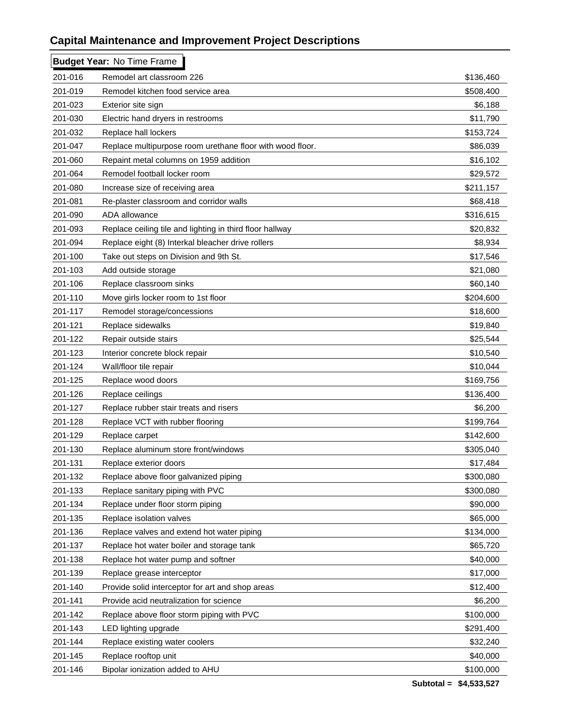## Capital Maintenance and Improvement Project Descriptions

**Budget Year:** No Time Frame

| | | |
|---|---|---|
| 201-016 | Remodel art classroom 226 | $136,460 |
| 201-019 | Remodel kitchen food service area | $508,400 |
| 201-023 | Exterior site sign | $6,188 |
| 201-030 | Electric hand dryers in restrooms | $11,790 |
| 201-032 | Replace hall lockers | $153,724 |
| 201-047 | Replace multipurpose room urethane floor with wood floor. | $86,039 |
| 201-060 | Repaint metal columns on 1959 addition | $16,102 |
| 201-064 | Remodel football locker room | $29,572 |
| 201-080 | Increase size of receiving area | $211,157 |
| 201-081 | Re-plaster classroom and corridor walls | $68,418 |
| 201-090 | ADA allowance | $316,615 |
| 201-093 | Replace ceiling tile and lighting in third floor hallway | $20,832 |
| 201-094 | Replace eight (8) Interkal bleacher drive rollers | $8,934 |
| 201-100 | Take out steps on Division and 9th St. | $17,546 |
| 201-103 | Add outside storage | $21,080 |
| 201-106 | Replace classroom sinks | $60,140 |
| 201-110 | Move girls locker room to 1st floor | $204,600 |
| 201-117 | Remodel storage/concessions | $18,600 |
| 201-121 | Replace sidewalks | $19,840 |
| 201-122 | Repair outside stairs | $25,544 |
| 201-123 | Interior concrete block repair | $10,540 |
| 201-124 | Wall/floor tile repair | $10,044 |
| 201-125 | Replace wood doors | $169,756 |
| 201-126 | Replace ceilings | $136,400 |
| 201-127 | Replace rubber stair treats and risers | $6,200 |
| 201-128 | Replace VCT with rubber flooring | $199,764 |
| 201-129 | Replace carpet | $142,600 |
| 201-130 | Replace aluminum store front/windows | $305,040 |
| 201-131 | Replace exterior doors | $17,484 |
| 201-132 | Replace above floor galvanized piping | $300,080 |
| 201-133 | Replace sanitary piping with PVC | $300,080 |
| 201-134 | Replace under floor storm piping | $90,000 |
| 201-135 | Replace isolation valves | $65,000 |
| 201-136 | Replace valves and extend hot water piping | $134,000 |
| 201-137 | Replace hot water boiler and storage tank | $65,720 |
| 201-138 | Replace hot water pump and softner | $40,000 |
| 201-139 | Replace grease interceptor | $17,000 |
| 201-140 | Provide solid interceptor for art and shop areas | $12,400 |
| 201-141 | Provide acid neutralization for science | $6,200 |
| 201-142 | Replace above floor storm piping with PVC | $100,000 |
| 201-143 | LED lighting upgrade | $291,400 |
| 201-144 | Replace existing water coolers | $32,240 |
| 201-145 | Replace rooftop unit | $40,000 |
| 201-146 | Bipolar ionization added to AHU | $100,000 |
| | **Subtotal =** | **$4,533,527** |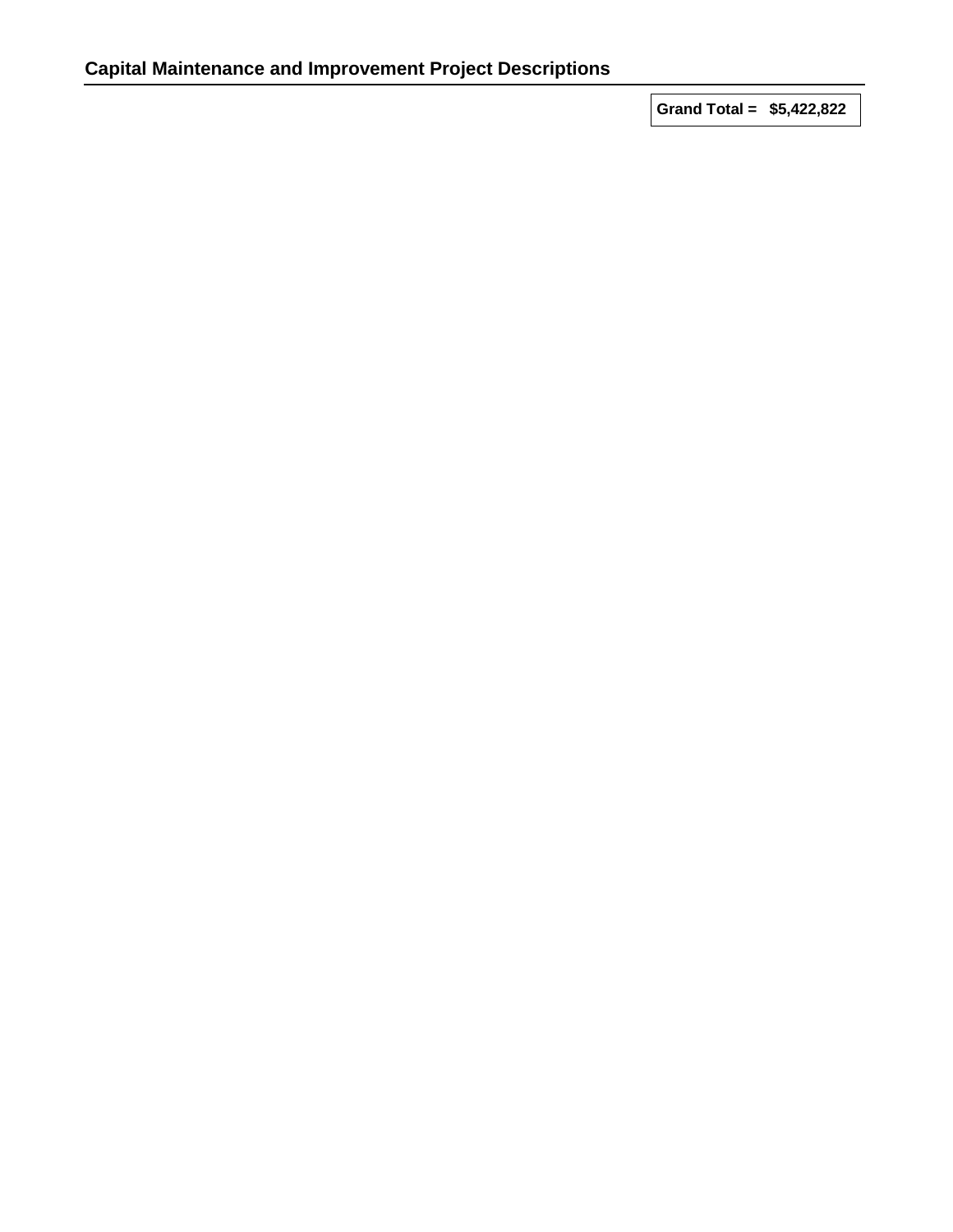## Capital Maintenance and Improvement Project Descriptions

**Grand Total = $5,422,822**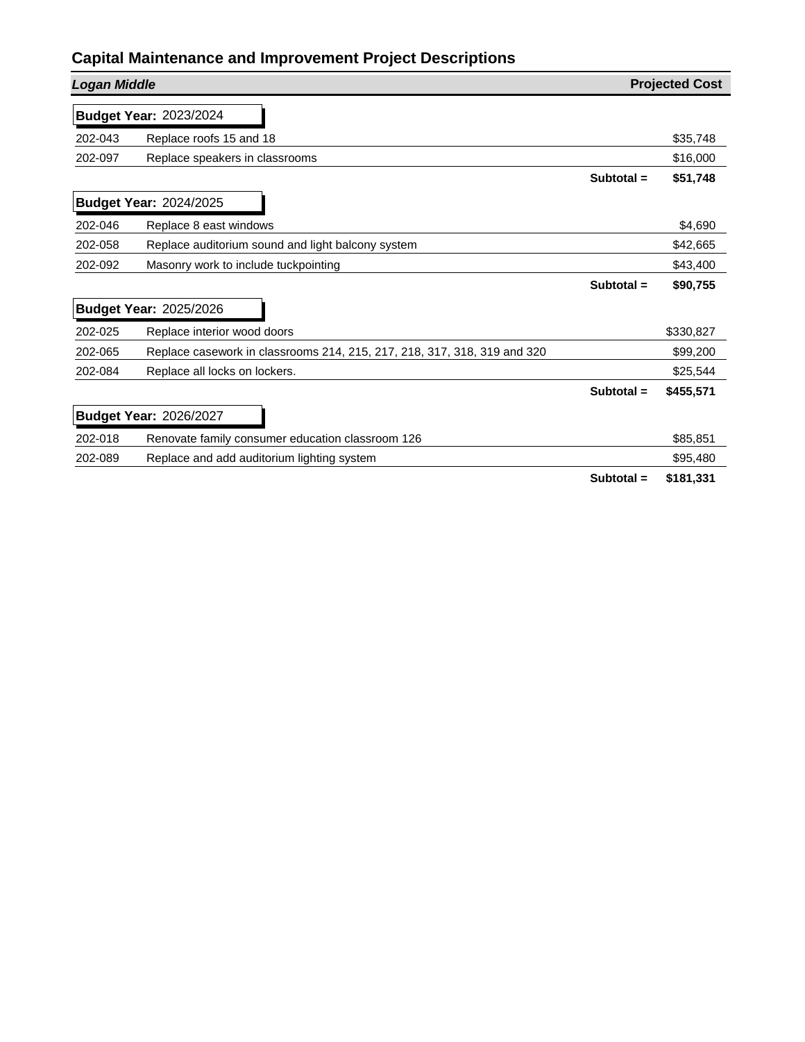## Capital Maintenance and Improvement Project Descriptions

| ***Logan Middle*** | | **Projected Cost** |
|---|---|---|
| **Budget Year:** 2023/2024 | | |
| 202-043 | Replace roofs 15 and 18 | $35,748 |
| 202-097 | Replace speakers in classrooms | $16,000 |
| | **Subtotal =** | **$51,748** |
| **Budget Year:** 2024/2025 | | |
| 202-046 | Replace 8 east windows | $4,690 |
| 202-058 | Replace auditorium sound and light balcony system | $42,665 |
| 202-092 | Masonry work to include tuckpointing | $43,400 |
| | **Subtotal =** | **$90,755** |
| **Budget Year:** 2025/2026 | | |
| 202-025 | Replace interior wood doors | $330,827 |
| 202-065 | Replace casework in classrooms 214, 215, 217, 218, 317, 318, 319 and 320 | $99,200 |
| 202-084 | Replace all locks on lockers. | $25,544 |
| | **Subtotal =** | **$455,571** |
| **Budget Year:** 2026/2027 | | |
| 202-018 | Renovate family consumer education classroom 126 | $85,851 |
| 202-089 | Replace and add auditorium lighting system | $95,480 |
| | **Subtotal =** | **$181,331** |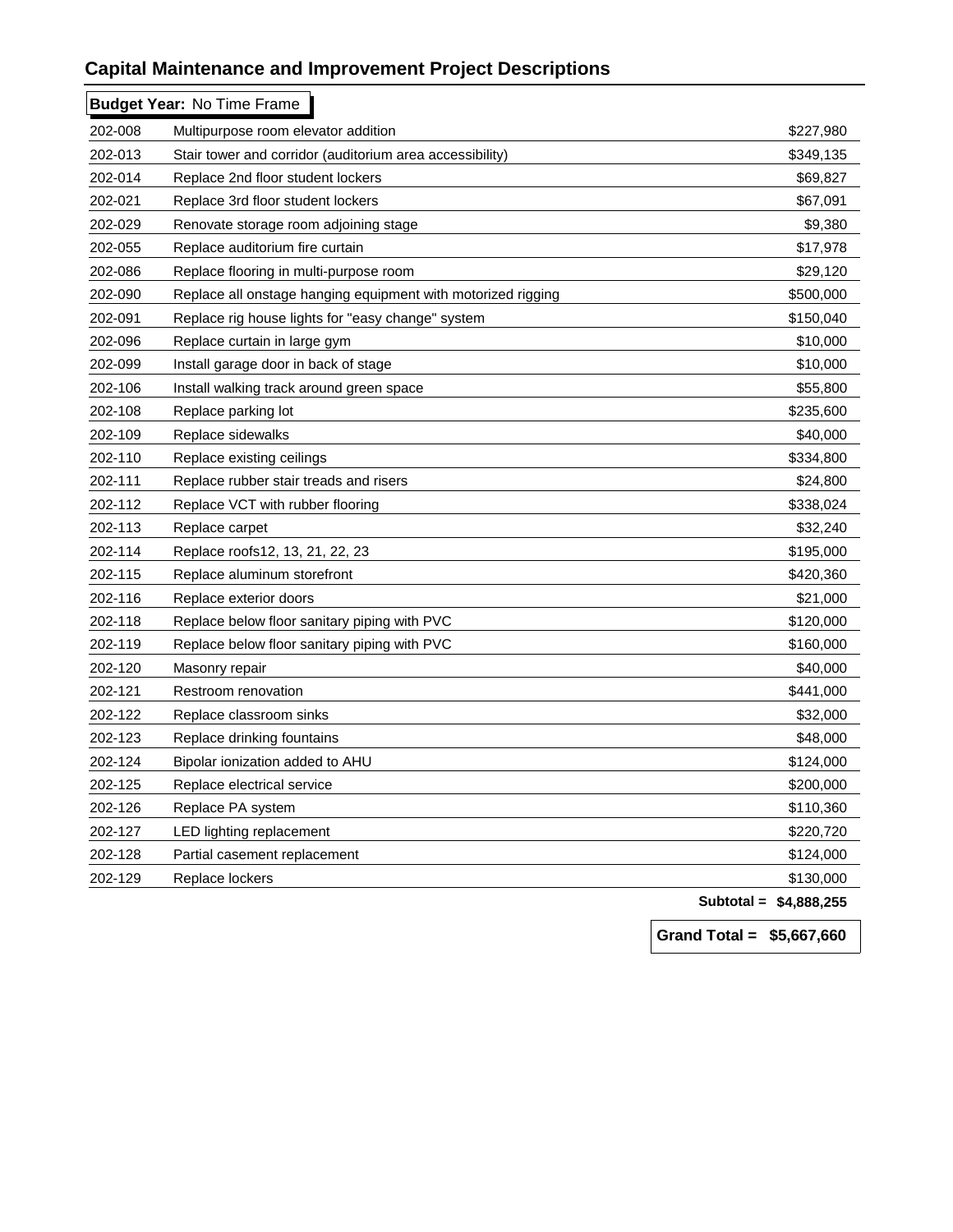# Capital Maintenance and Improvement Project Descriptions

**Budget Year:** No Time Frame

| | | |
|---|---|---|
| 202-008 | Multipurpose room elevator addition | $227,980 |
| 202-013 | Stair tower and corridor (auditorium area accessibility) | $349,135 |
| 202-014 | Replace 2nd floor student lockers | $69,827 |
| 202-021 | Replace 3rd floor student lockers | $67,091 |
| 202-029 | Renovate storage room adjoining stage | $9,380 |
| 202-055 | Replace auditorium fire curtain | $17,978 |
| 202-086 | Replace flooring in multi-purpose room | $29,120 |
| 202-090 | Replace all onstage hanging equipment with motorized rigging | $500,000 |
| 202-091 | Replace rig house lights for "easy change" system | $150,040 |
| 202-096 | Replace curtain in large gym | $10,000 |
| 202-099 | Install garage door in back of stage | $10,000 |
| 202-106 | Install walking track around green space | $55,800 |
| 202-108 | Replace parking lot | $235,600 |
| 202-109 | Replace sidewalks | $40,000 |
| 202-110 | Replace existing ceilings | $334,800 |
| 202-111 | Replace rubber stair treads and risers | $24,800 |
| 202-112 | Replace VCT with rubber flooring | $338,024 |
| 202-113 | Replace carpet | $32,240 |
| 202-114 | Replace roofs12, 13, 21, 22, 23 | $195,000 |
| 202-115 | Replace aluminum storefront | $420,360 |
| 202-116 | Replace exterior doors | $21,000 |
| 202-118 | Replace below floor sanitary piping with PVC | $120,000 |
| 202-119 | Replace below floor sanitary piping with PVC | $160,000 |
| 202-120 | Masonry repair | $40,000 |
| 202-121 | Restroom renovation | $441,000 |
| 202-122 | Replace classroom sinks | $32,000 |
| 202-123 | Replace drinking fountains | $48,000 |
| 202-124 | Bipolar ionization added to AHU | $124,000 |
| 202-125 | Replace electrical service | $200,000 |
| 202-126 | Replace PA system | $110,360 |
| 202-127 | LED lighting replacement | $220,720 |
| 202-128 | Partial casement replacement | $124,000 |
| 202-129 | Replace lockers | $130,000 |
| | **Subtotal =** | **$4,888,255** |

**Grand Total = $5,667,660**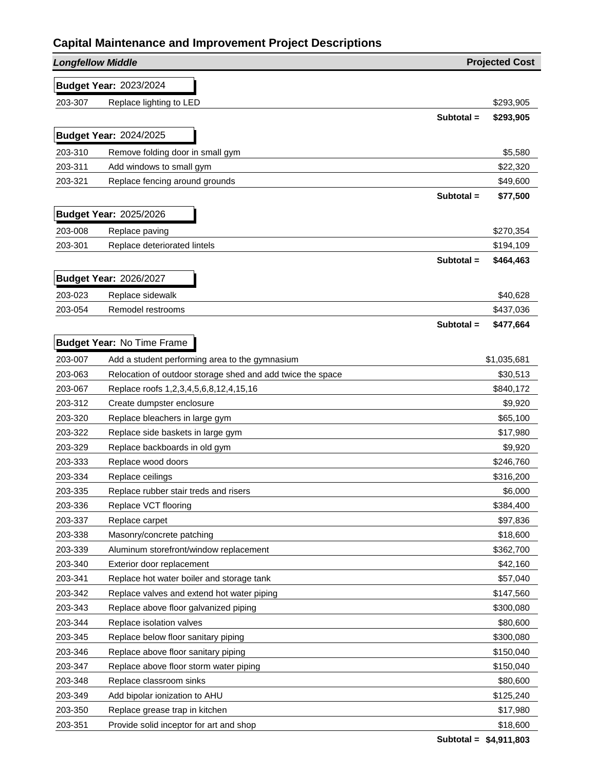# Capital Maintenance and Improvement Project Descriptions

| *Longfellow Middle* | | Projected Cost |
|---|---|---|
| **Budget Year:** 2023/2024 | | |
| 203-307 | Replace lighting to LED | $293,905 |
| | **Subtotal =** | **$293,905** |
| **Budget Year:** 2024/2025 | | |
| 203-310 | Remove folding door in small gym | $5,580 |
| 203-311 | Add windows to small gym | $22,320 |
| 203-321 | Replace fencing around grounds | $49,600 |
| | **Subtotal =** | **$77,500** |
| **Budget Year:** 2025/2026 | | |
| 203-008 | Replace paving | $270,354 |
| 203-301 | Replace deteriorated lintels | $194,109 |
| | **Subtotal =** | **$464,463** |
| **Budget Year:** 2026/2027 | | |
| 203-023 | Replace sidewalk | $40,628 |
| 203-054 | Remodel restrooms | $437,036 |
| | **Subtotal =** | **$477,664** |
| **Budget Year:** No Time Frame | | |
| 203-007 | Add a student performing area to the gymnasium | $1,035,681 |
| 203-063 | Relocation of outdoor storage shed and add twice the space | $30,513 |
| 203-067 | Replace roofs 1,2,3,4,5,6,8,12,4,15,16 | $840,172 |
| 203-312 | Create dumpster enclosure | $9,920 |
| 203-320 | Replace bleachers in large gym | $65,100 |
| 203-322 | Replace side baskets in large gym | $17,980 |
| 203-329 | Replace backboards in old gym | $9,920 |
| 203-333 | Replace wood doors | $246,760 |
| 203-334 | Replace ceilings | $316,200 |
| 203-335 | Replace rubber stair treds and risers | $6,000 |
| 203-336 | Replace VCT flooring | $384,400 |
| 203-337 | Replace carpet | $97,836 |
| 203-338 | Masonry/concrete patching | $18,600 |
| 203-339 | Aluminum storefront/window replacement | $362,700 |
| 203-340 | Exterior door replacement | $42,160 |
| 203-341 | Replace hot water boiler and storage tank | $57,040 |
| 203-342 | Replace valves and extend hot water piping | $147,560 |
| 203-343 | Replace above floor galvanized piping | $300,080 |
| 203-344 | Replace isolation valves | $80,600 |
| 203-345 | Replace below floor sanitary piping | $300,080 |
| 203-346 | Replace above floor sanitary piping | $150,040 |
| 203-347 | Replace above floor storm water piping | $150,040 |
| 203-348 | Replace classroom sinks | $80,600 |
| 203-349 | Add bipolar ionization to AHU | $125,240 |
| 203-350 | Replace grease trap in kitchen | $17,980 |
| 203-351 | Provide solid inceptor for art and shop | $18,600 |
| | **Subtotal =** | **$4,911,803** |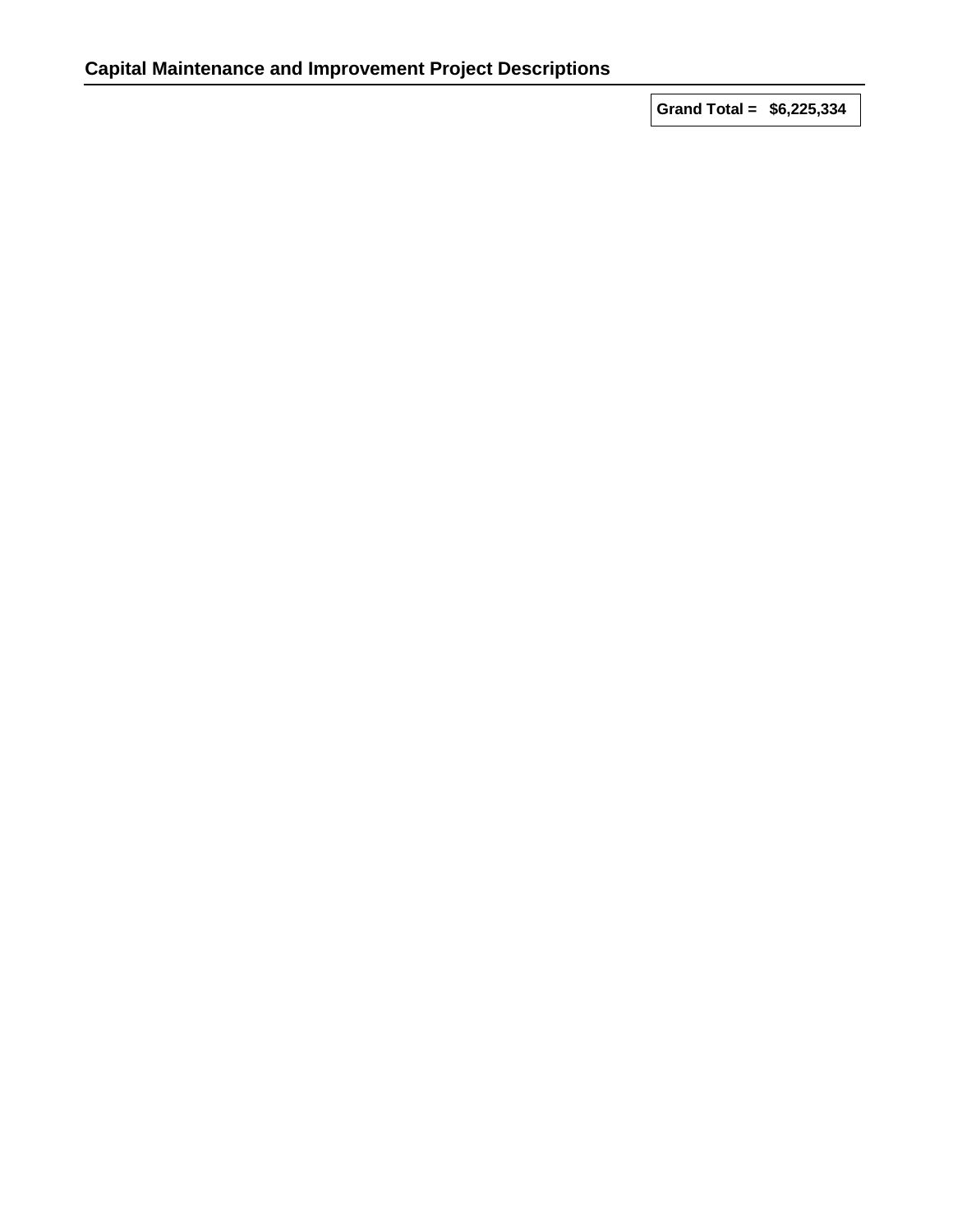## Capital Maintenance and Improvement Project Descriptions

**Grand Total = $6,225,334**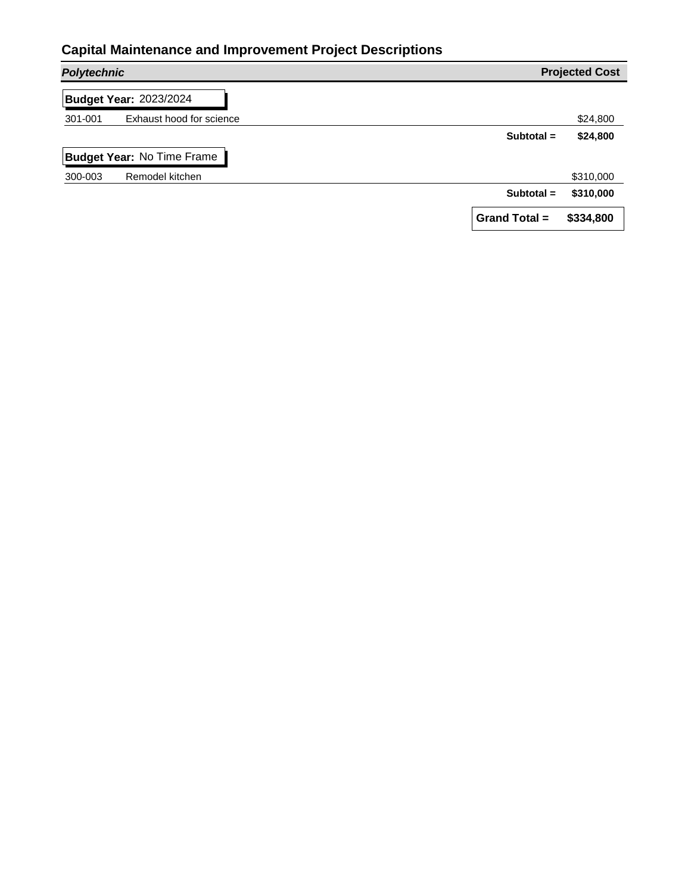## Capital Maintenance and Improvement Project Descriptions

| ***Polytechnic*** | | **Projected Cost** |
|---|---|---|
| **Budget Year:** 2023/2024 | | |
| 301-001 | Exhaust hood for science | $24,800 |
| | **Subtotal =** | **$24,800** |
| **Budget Year:** No Time Frame | | |
| 300-003 | Remodel kitchen | $310,000 |
| | **Subtotal =** | **$310,000** |
| | **Grand Total =** | **$334,800** |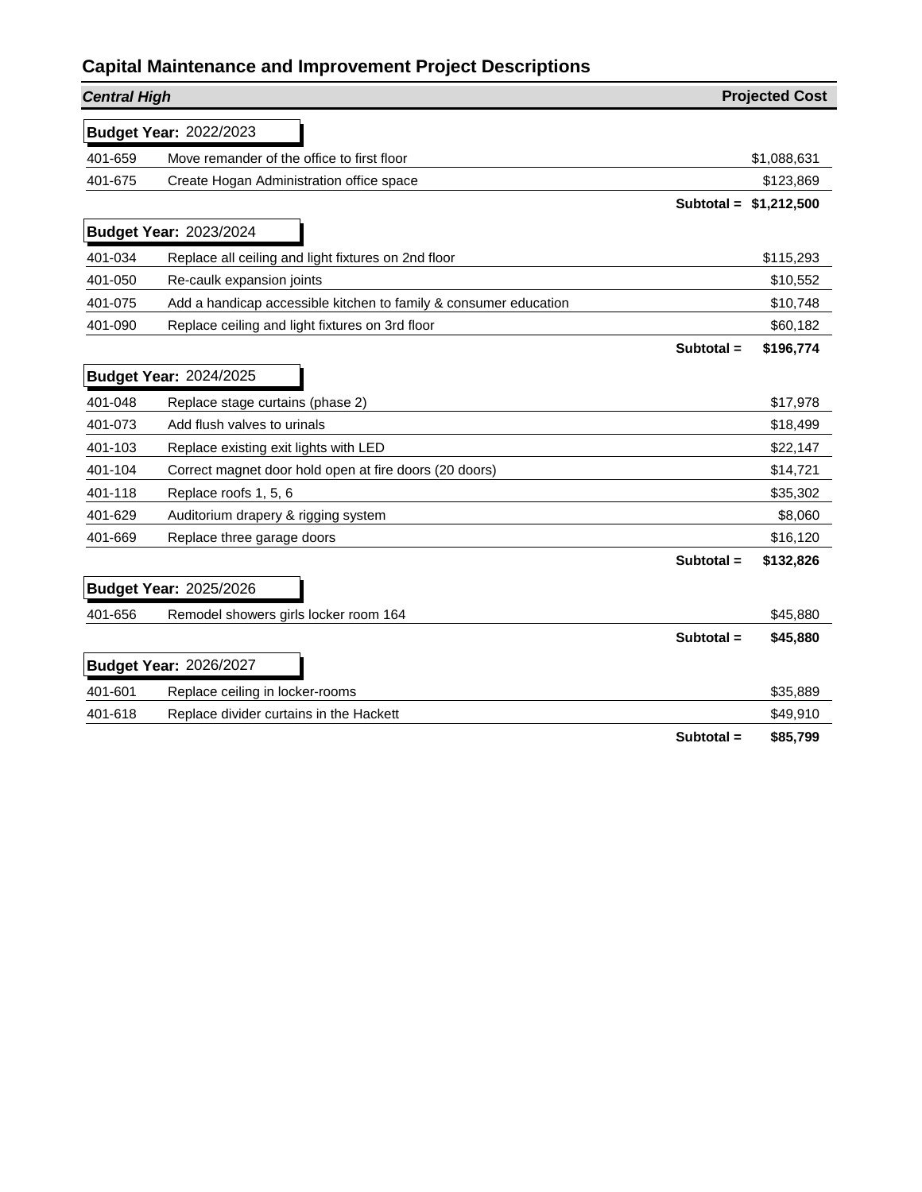# Capital Maintenance and Improvement Project Descriptions

| *Central High* | | Projected Cost |
|---|---|---|
| **Budget Year:** 2022/2023 | | |
| 401-659 | Move remander of the office to first floor | $1,088,631 |
| 401-675 | Create Hogan Administration office space | $123,869 |
| | **Subtotal =** | **$1,212,500** |
| **Budget Year:** 2023/2024 | | |
| 401-034 | Replace all ceiling and light fixtures on 2nd floor | $115,293 |
| 401-050 | Re-caulk expansion joints | $10,552 |
| 401-075 | Add a handicap accessible kitchen to family & consumer education | $10,748 |
| 401-090 | Replace ceiling and light fixtures on 3rd floor | $60,182 |
| | **Subtotal =** | **$196,774** |
| **Budget Year:** 2024/2025 | | |
| 401-048 | Replace stage curtains (phase 2) | $17,978 |
| 401-073 | Add flush valves to urinals | $18,499 |
| 401-103 | Replace existing exit lights with LED | $22,147 |
| 401-104 | Correct magnet door hold open at fire doors (20 doors) | $14,721 |
| 401-118 | Replace roofs 1, 5, 6 | $35,302 |
| 401-629 | Auditorium drapery & rigging system | $8,060 |
| 401-669 | Replace three garage doors | $16,120 |
| | **Subtotal =** | **$132,826** |
| **Budget Year:** 2025/2026 | | |
| 401-656 | Remodel showers girls locker room 164 | $45,880 |
| | **Subtotal =** | **$45,880** |
| **Budget Year:** 2026/2027 | | |
| 401-601 | Replace ceiling in locker-rooms | $35,889 |
| 401-618 | Replace divider curtains in the Hackett | $49,910 |
| | **Subtotal =** | **$85,799** |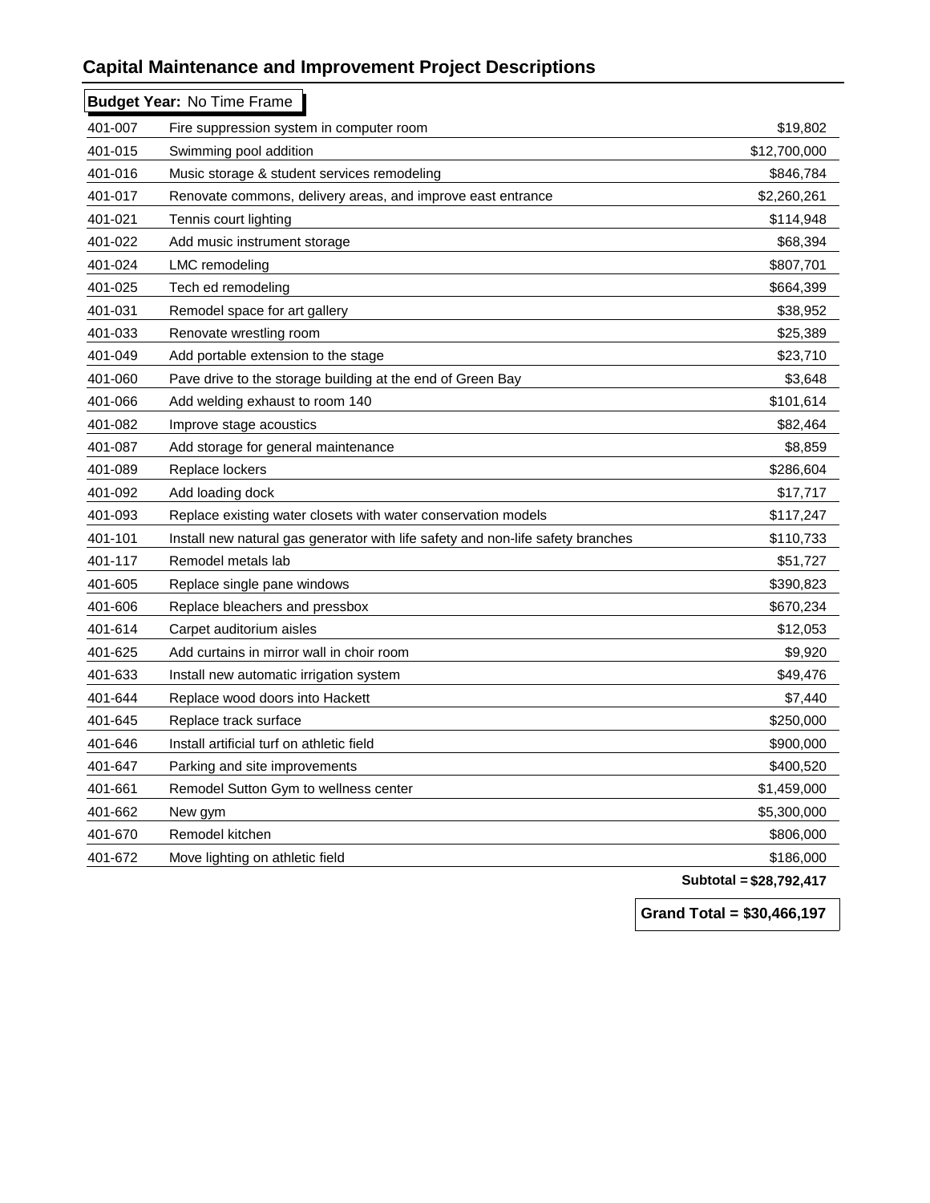## Capital Maintenance and Improvement Project Descriptions

**Budget Year:** No Time Frame

| | | |
|---|---|---|
| 401-007 | Fire suppression system in computer room | $19,802 |
| 401-015 | Swimming pool addition | $12,700,000 |
| 401-016 | Music storage & student services remodeling | $846,784 |
| 401-017 | Renovate commons, delivery areas, and improve east entrance | $2,260,261 |
| 401-021 | Tennis court lighting | $114,948 |
| 401-022 | Add music instrument storage | $68,394 |
| 401-024 | LMC remodeling | $807,701 |
| 401-025 | Tech ed remodeling | $664,399 |
| 401-031 | Remodel space for art gallery | $38,952 |
| 401-033 | Renovate wrestling room | $25,389 |
| 401-049 | Add portable extension to the stage | $23,710 |
| 401-060 | Pave drive to the storage building at the end of Green Bay | $3,648 |
| 401-066 | Add welding exhaust to room 140 | $101,614 |
| 401-082 | Improve stage acoustics | $82,464 |
| 401-087 | Add storage for general maintenance | $8,859 |
| 401-089 | Replace lockers | $286,604 |
| 401-092 | Add loading dock | $17,717 |
| 401-093 | Replace existing water closets with water conservation models | $117,247 |
| 401-101 | Install new natural gas generator with life safety and non-life safety branches | $110,733 |
| 401-117 | Remodel metals lab | $51,727 |
| 401-605 | Replace single pane windows | $390,823 |
| 401-606 | Replace bleachers and pressbox | $670,234 |
| 401-614 | Carpet auditorium aisles | $12,053 |
| 401-625 | Add curtains in mirror wall in choir room | $9,920 |
| 401-633 | Install new automatic irrigation system | $49,476 |
| 401-644 | Replace wood doors into Hackett | $7,440 |
| 401-645 | Replace track surface | $250,000 |
| 401-646 | Install artificial turf on athletic field | $900,000 |
| 401-647 | Parking and site improvements | $400,520 |
| 401-661 | Remodel Sutton Gym to wellness center | $1,459,000 |
| 401-662 | New gym | $5,300,000 |
| 401-670 | Remodel kitchen | $806,000 |
| 401-672 | Move lighting on athletic field | $186,000 |
| | | **Subtotal = $28,792,417** |

**Grand Total = $30,466,197**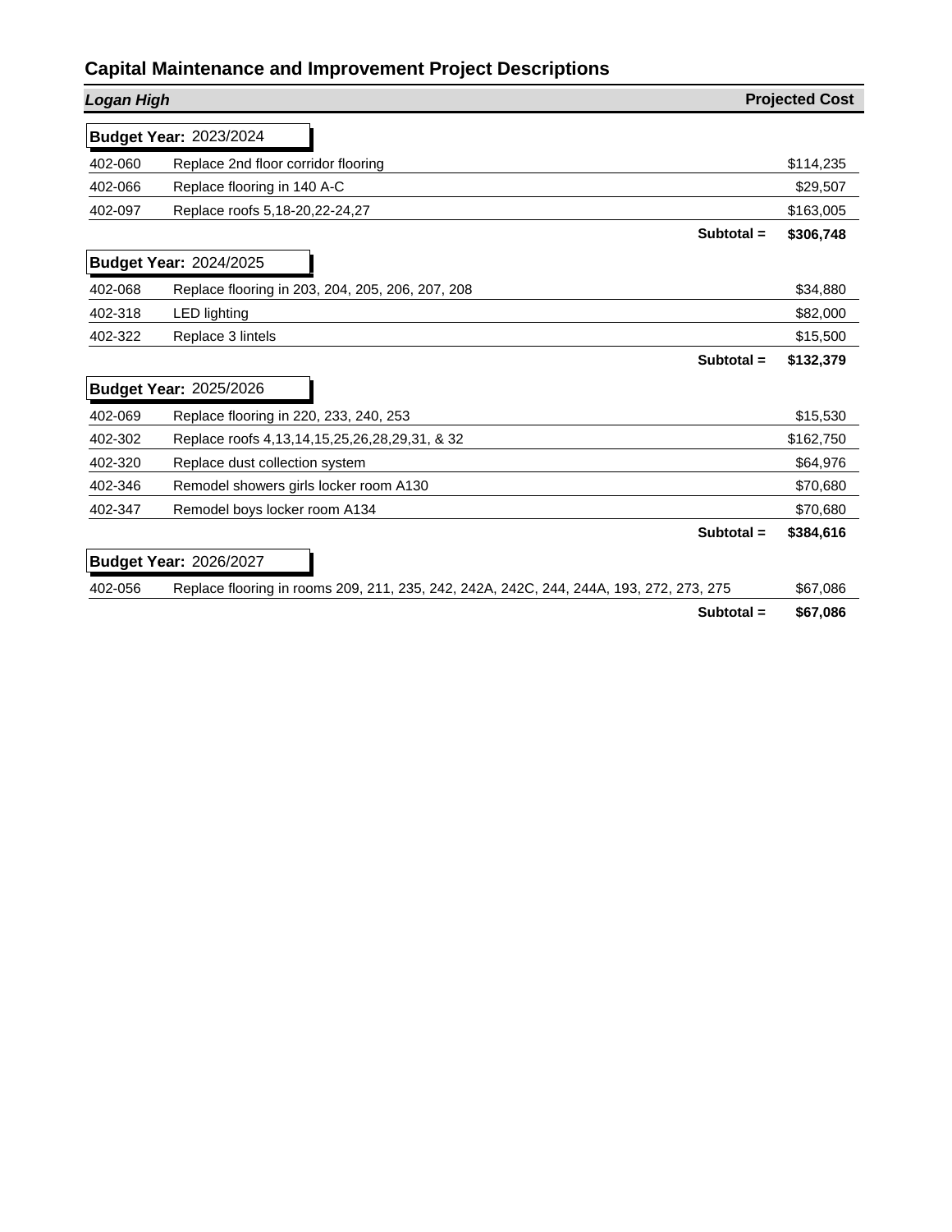## Capital Maintenance and Improvement Project Descriptions

| ***Logan High*** | | **Projected Cost** |
|---|---|---|
| **Budget Year:** 2023/2024 | | |
| 402-060 | Replace 2nd floor corridor flooring | $114,235 |
| 402-066 | Replace flooring in 140 A-C | $29,507 |
| 402-097 | Replace roofs 5,18-20,22-24,27 | $163,005 |
| | **Subtotal =** | **$306,748** |
| **Budget Year:** 2024/2025 | | |
| 402-068 | Replace flooring in 203, 204, 205, 206, 207, 208 | $34,880 |
| 402-318 | LED lighting | $82,000 |
| 402-322 | Replace 3 lintels | $15,500 |
| | **Subtotal =** | **$132,379** |
| **Budget Year:** 2025/2026 | | |
| 402-069 | Replace flooring in 220, 233, 240, 253 | $15,530 |
| 402-302 | Replace roofs 4,13,14,15,25,26,28,29,31, & 32 | $162,750 |
| 402-320 | Replace dust collection system | $64,976 |
| 402-346 | Remodel showers girls locker room A130 | $70,680 |
| 402-347 | Remodel boys locker room A134 | $70,680 |
| | **Subtotal =** | **$384,616** |
| **Budget Year:** 2026/2027 | | |
| 402-056 | Replace flooring in rooms 209, 211, 235, 242, 242A, 242C, 244, 244A, 193, 272, 273, 275 | $67,086 |
| | **Subtotal =** | **$67,086** |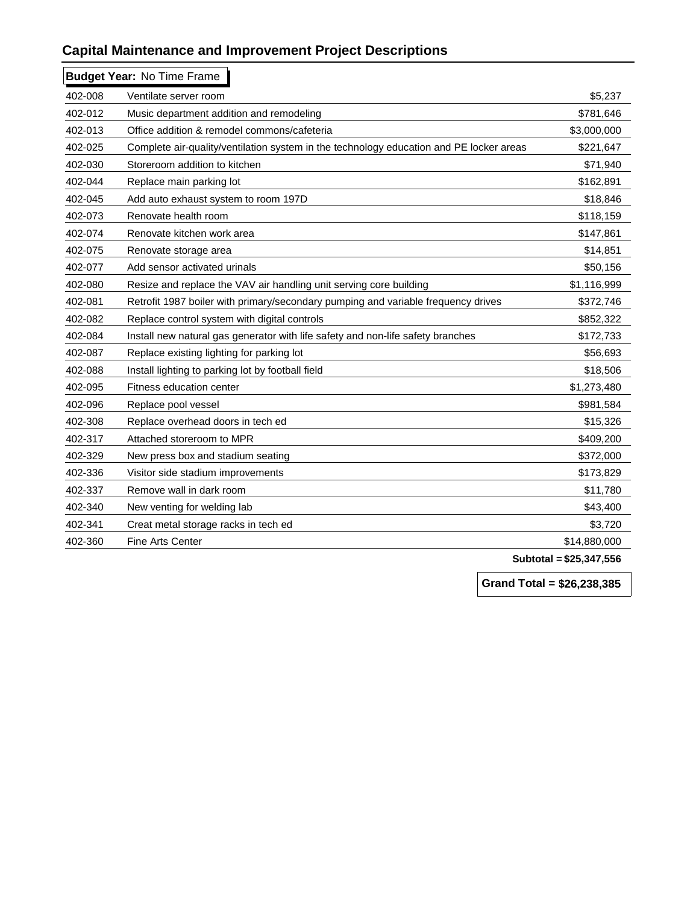## Capital Maintenance and Improvement Project Descriptions

**Budget Year:** No Time Frame

| | | |
|---|---|---|
| 402-008 | Ventilate server room | $5,237 |
| 402-012 | Music department addition and remodeling | $781,646 |
| 402-013 | Office addition & remodel commons/cafeteria | $3,000,000 |
| 402-025 | Complete air-quality/ventilation system in the technology education and PE locker areas | $221,647 |
| 402-030 | Storeroom addition to kitchen | $71,940 |
| 402-044 | Replace main parking lot | $162,891 |
| 402-045 | Add auto exhaust system to room 197D | $18,846 |
| 402-073 | Renovate health room | $118,159 |
| 402-074 | Renovate kitchen work area | $147,861 |
| 402-075 | Renovate storage area | $14,851 |
| 402-077 | Add sensor activated urinals | $50,156 |
| 402-080 | Resize and replace the VAV air handling unit serving core building | $1,116,999 |
| 402-081 | Retrofit 1987 boiler with primary/secondary pumping and variable frequency drives | $372,746 |
| 402-082 | Replace control system with digital controls | $852,322 |
| 402-084 | Install new natural gas generator with life safety and non-life safety branches | $172,733 |
| 402-087 | Replace existing lighting for parking lot | $56,693 |
| 402-088 | Install lighting to parking lot by football field | $18,506 |
| 402-095 | Fitness education center | $1,273,480 |
| 402-096 | Replace pool vessel | $981,584 |
| 402-308 | Replace overhead doors in tech ed | $15,326 |
| 402-317 | Attached storeroom to MPR | $409,200 |
| 402-329 | New press box and stadium seating | $372,000 |
| 402-336 | Visitor side stadium improvements | $173,829 |
| 402-337 | Remove wall in dark room | $11,780 |
| 402-340 | New venting for welding lab | $43,400 |
| 402-341 | Creat metal storage racks in tech ed | $3,720 |
| 402-360 | Fine Arts Center | $14,880,000 |
| | **Subtotal =** | **$25,347,556** |

**Grand Total = $26,238,385**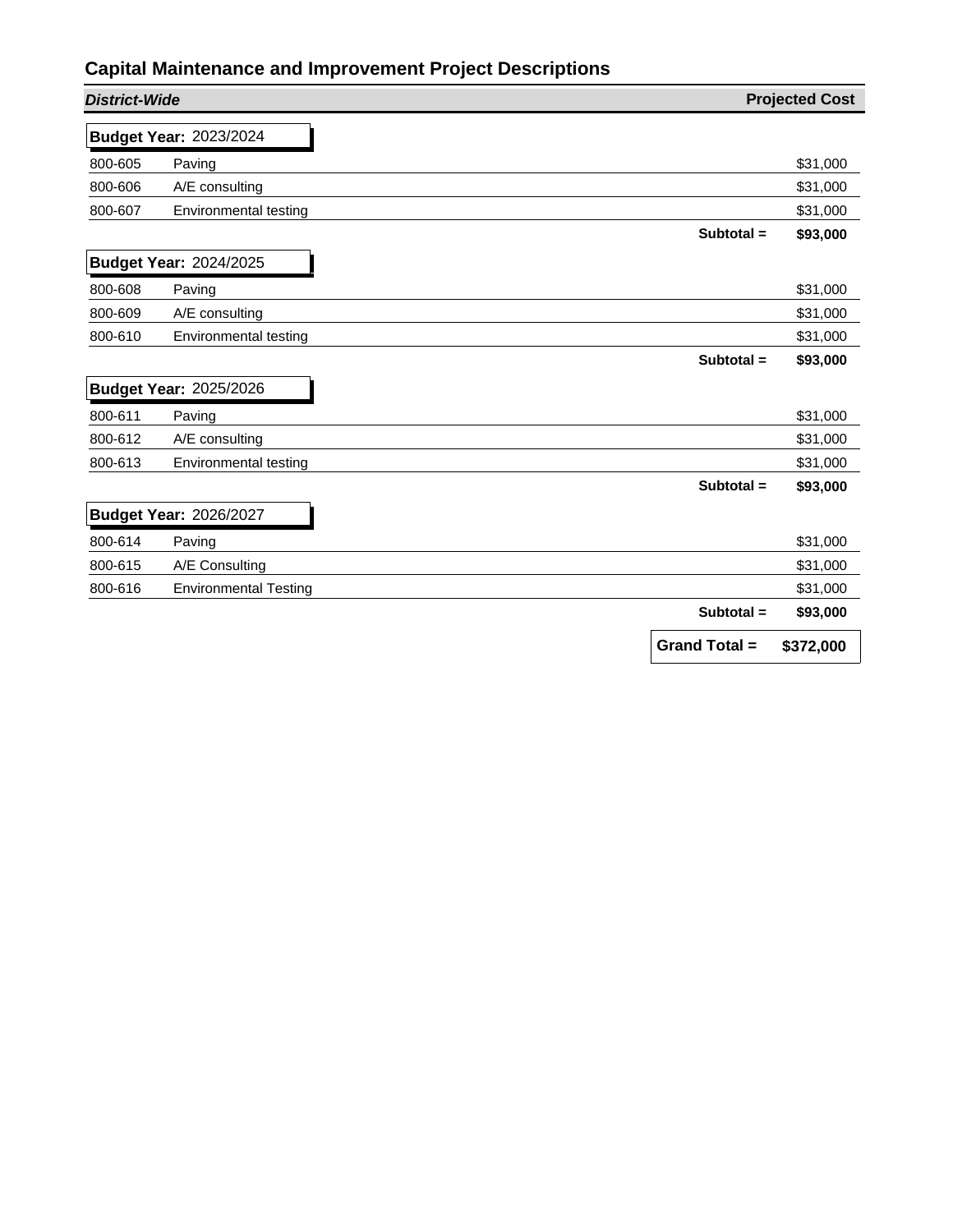## Capital Maintenance and Improvement Project Descriptions

| ***District-Wide*** | | **Projected Cost** |
|---|---|---|
| **Budget Year:** 2023/2024 | | |
| 800-605 | Paving | $31,000 |
| 800-606 | A/E consulting | $31,000 |
| 800-607 | Environmental testing | $31,000 |
| | **Subtotal =** | **$93,000** |
| **Budget Year:** 2024/2025 | | |
| 800-608 | Paving | $31,000 |
| 800-609 | A/E consulting | $31,000 |
| 800-610 | Environmental testing | $31,000 |
| | **Subtotal =** | **$93,000** |
| **Budget Year:** 2025/2026 | | |
| 800-611 | Paving | $31,000 |
| 800-612 | A/E consulting | $31,000 |
| 800-613 | Environmental testing | $31,000 |
| | **Subtotal =** | **$93,000** |
| **Budget Year:** 2026/2027 | | |
| 800-614 | Paving | $31,000 |
| 800-615 | A/E Consulting | $31,000 |
| 800-616 | Environmental Testing | $31,000 |
| | **Subtotal =** | **$93,000** |
| | **Grand Total =** | **$372,000** |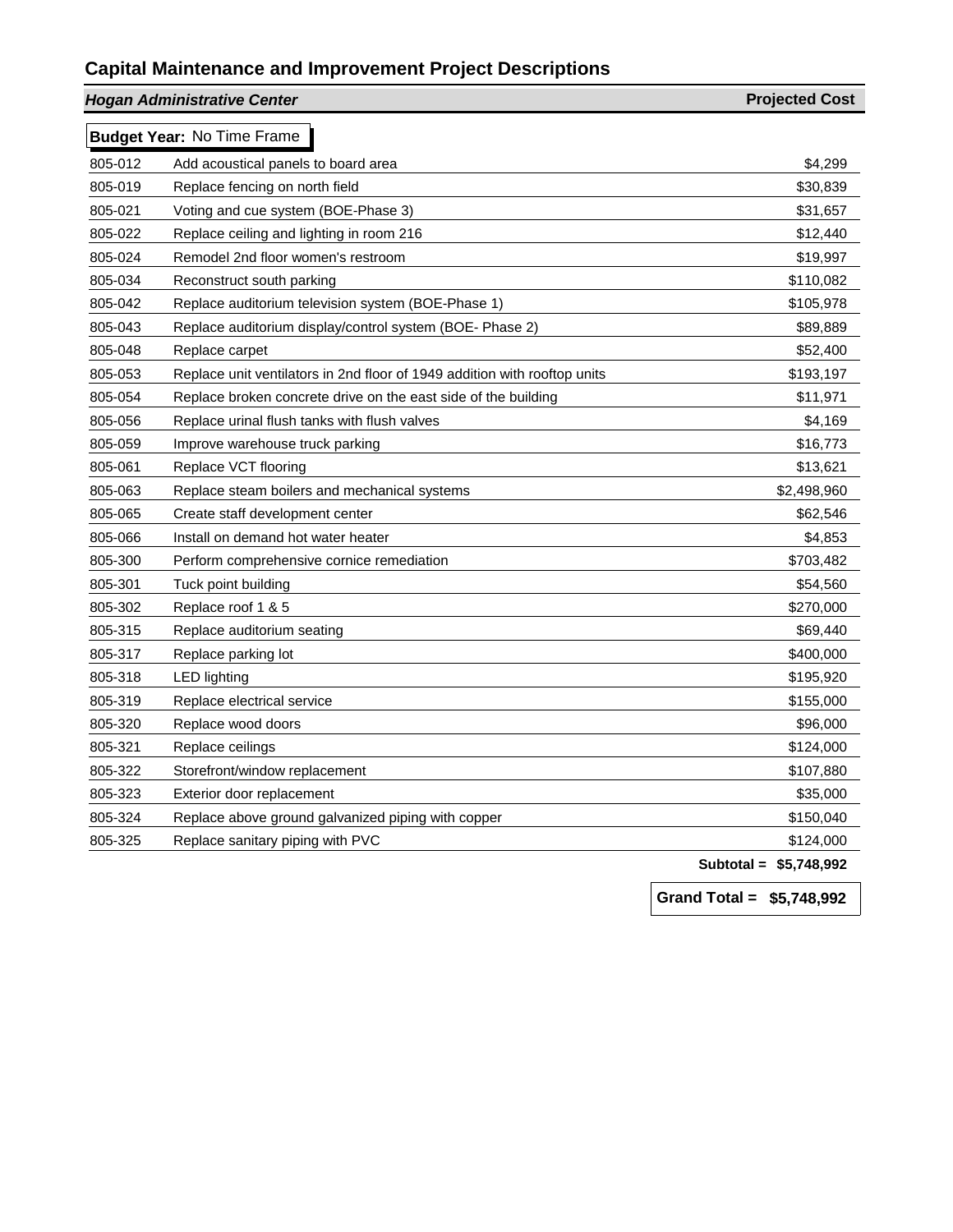## Capital Maintenance and Improvement Project Descriptions

| *Hogan Administrative Center* | | Projected Cost |
|---|---|---|
| **Budget Year:** No Time Frame | | |
| 805-012 | Add acoustical panels to board area | $4,299 |
| 805-019 | Replace fencing on north field | $30,839 |
| 805-021 | Voting and cue system (BOE-Phase 3) | $31,657 |
| 805-022 | Replace ceiling and lighting in room 216 | $12,440 |
| 805-024 | Remodel 2nd floor women's restroom | $19,997 |
| 805-034 | Reconstruct south parking | $110,082 |
| 805-042 | Replace auditorium television system (BOE-Phase 1) | $105,978 |
| 805-043 | Replace auditorium display/control system (BOE- Phase 2) | $89,889 |
| 805-048 | Replace carpet | $52,400 |
| 805-053 | Replace unit ventilators in 2nd floor of 1949 addition with rooftop units | $193,197 |
| 805-054 | Replace broken concrete drive on the east side of the building | $11,971 |
| 805-056 | Replace urinal flush tanks with flush valves | $4,169 |
| 805-059 | Improve warehouse truck parking | $16,773 |
| 805-061 | Replace VCT flooring | $13,621 |
| 805-063 | Replace steam boilers and mechanical systems | $2,498,960 |
| 805-065 | Create staff development center | $62,546 |
| 805-066 | Install on demand hot water heater | $4,853 |
| 805-300 | Perform comprehensive cornice remediation | $703,482 |
| 805-301 | Tuck point building | $54,560 |
| 805-302 | Replace roof 1 & 5 | $270,000 |
| 805-315 | Replace auditorium seating | $69,440 |
| 805-317 | Replace parking lot | $400,000 |
| 805-318 | LED lighting | $195,920 |
| 805-319 | Replace electrical service | $155,000 |
| 805-320 | Replace wood doors | $96,000 |
| 805-321 | Replace ceilings | $124,000 |
| 805-322 | Storefront/window replacement | $107,880 |
| 805-323 | Exterior door replacement | $35,000 |
| 805-324 | Replace above ground galvanized piping with copper | $150,040 |
| 805-325 | Replace sanitary piping with PVC | $124,000 |
| | **Subtotal =** | **$5,748,992** |
| | **Grand Total =** | **$5,748,992** |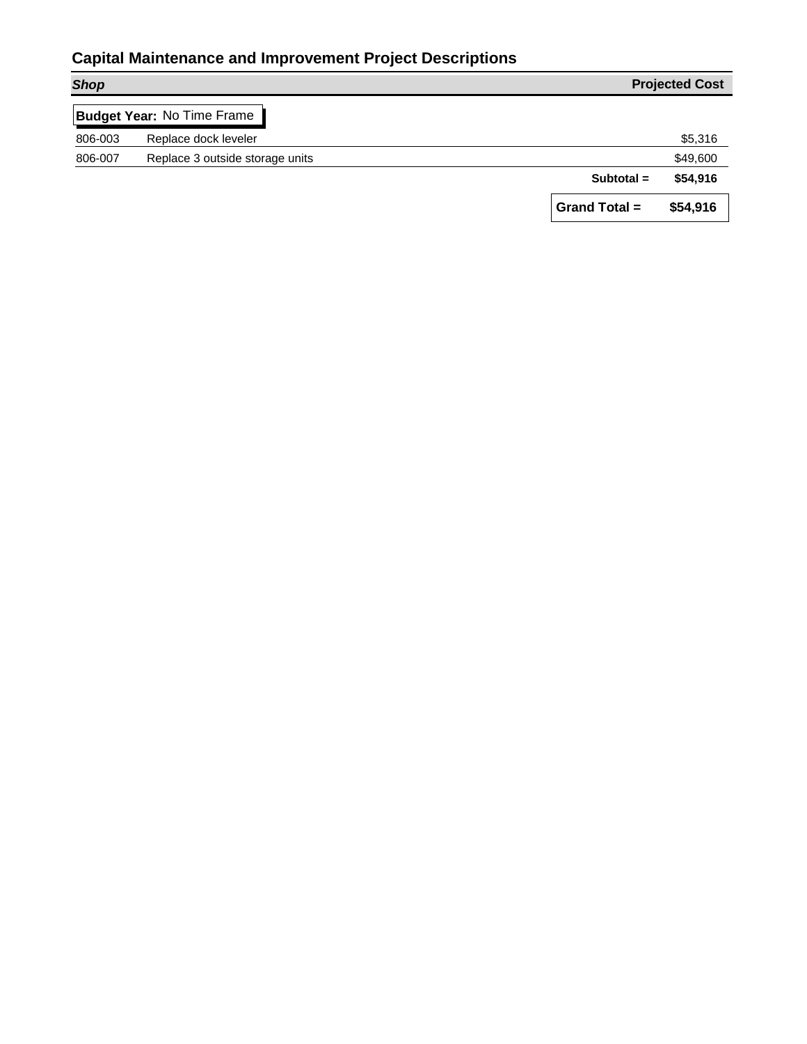## Capital Maintenance and Improvement Project Descriptions

| ***Shop*** | | **Projected Cost** |
|---|---|---|
| **Budget Year:** No Time Frame | | |
| 806-003 | Replace dock leveler | $5,316 |
| 806-007 | Replace 3 outside storage units | $49,600 |
| | **Subtotal =** | **$54,916** |
| | **Grand Total =** | **$54,916** |